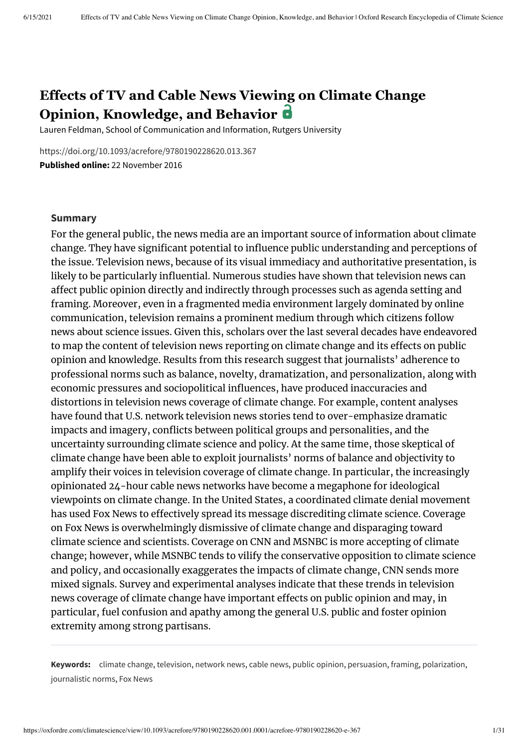# Effects of TV and Cable News Viewing on Climate Change Opinion, Knowledge, and Behavior

Lauren Feldman, School of Communication and Information, Rutgers University

https://doi.org/10.1093/acrefore/9780190228620.013.367

**Published online:** 22 November 2016

### Summary

For the general public, the news media are an important source of information about climate change. They have significant potential to influence public understanding and perceptions of the issue. Television news, because of its visual immediacy and authoritative presentation, is likely to be particularly influential. Numerous studies have shown that television news can affect public opinion directly and indirectly through processes such as agenda setting and framing. Moreover, even in a fragmented media environment largely dominated by online communication, television remains a prominent medium through which citizens follow news about science issues. Given this, scholars over the last several decades have endeavored to map the content of television news reporting on climate change and its effects on public opinion and knowledge. Results from this research suggest that journalists' adherence to professional norms such as balance, novelty, dramatization, and personalization, along with economic pressures and sociopolitical influences, have produced inaccuracies and distortions in television news coverage of climate change. For example, content analyses have found that U.S. network television news stories tend to over-emphasize dramatic impacts and imagery, conflicts between political groups and personalities, and the uncertainty surrounding climate science and policy. At the same time, those skeptical of climate change have been able to exploit journalists' norms of balance and objectivity to amplify their voices in television coverage of climate change. In particular, the increasingly opinionated 24-hour cable news networks have become a megaphone for ideological viewpoints on climate change. In the United States, a coordinated climate denial movement has used Fox News to effectively spread its message discrediting climate science. Coverage on Fox News is overwhelmingly dismissive of climate change and disparaging toward climate science and scientists. Coverage on CNN and MSNBC is more accepting of climate change; however, while MSNBC tends to vilify the conservative opposition to climate science and policy, and occasionally exaggerates the impacts of climate change, CNN sends more mixed signals. Survey and experimental analyses indicate that these trends in television news coverage of climate change have important effects on public opinion and may, in particular, fuel confusion and apathy among the general U.S. public and foster opinion extremity among strong partisans.

**Keywords:** climate change, television, network news, cable news, public opinion, persuasion, framing, polarization, journalistic norms, Fox News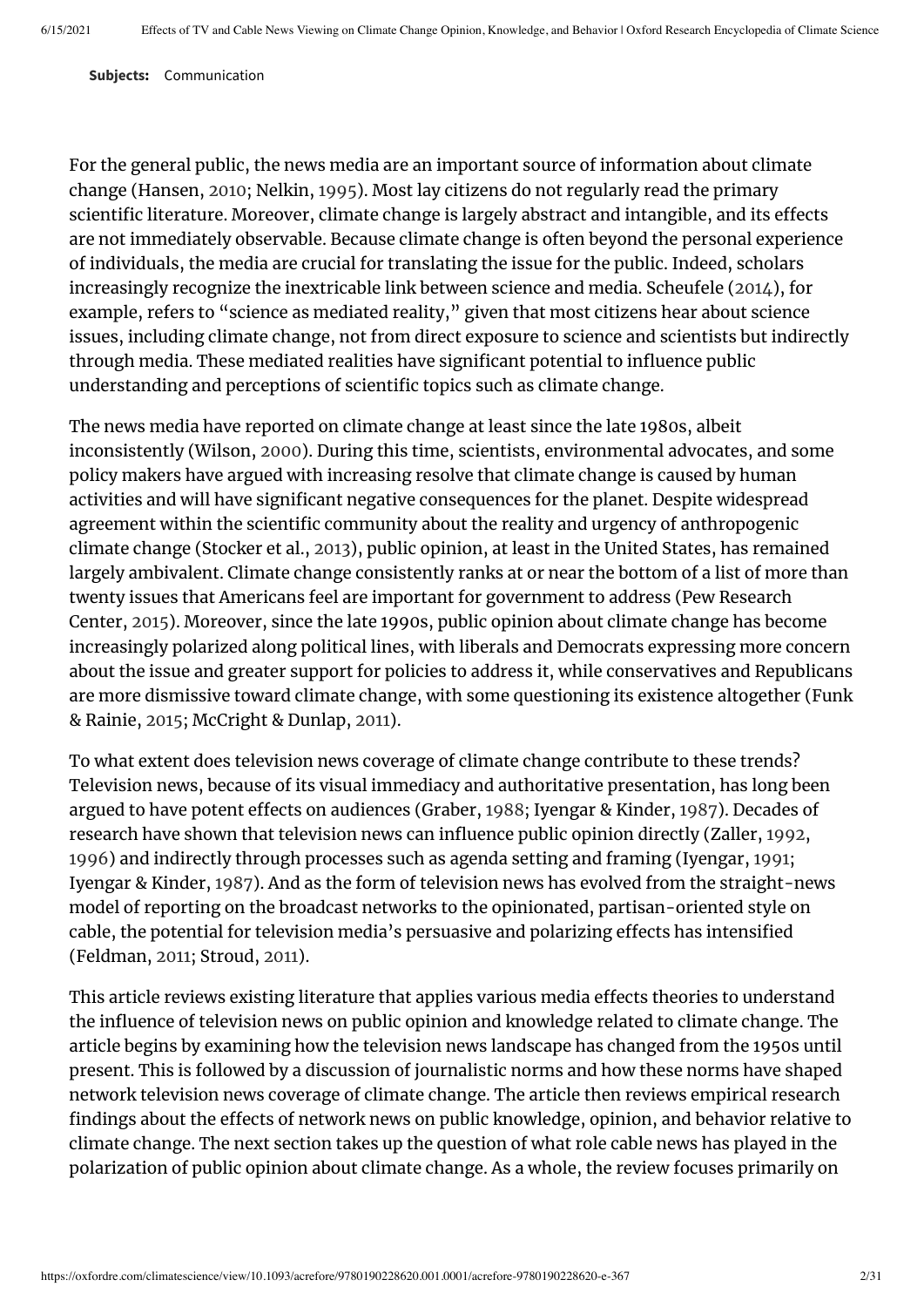**Subjects:** Communication

For the general public, the news media are an important source of information about climate change (Hansen, 2010; Nelkin, 1995). Most lay citizens do not regularly read the primary scientific literature. Moreover, climate change is largely abstract and intangible, and its effects are not immediately observable. Because climate change is often beyond the personal experience of individuals, the media are crucial for translating the issue for the public. Indeed, scholars increasingly recognize the inextricable link between science and media. Scheufele (2014), for example, refers to "science as mediated reality," given that most citizens hear about science issues, including climate change, not from direct exposure to science and scientists but indirectly through media. These mediated realities have significant potential to influence public understanding and perceptions of scientific topics such as climate change.

The news media have reported on climate change at least since the late 1980s, albeit inconsistently (Wilson, 2000). During this time, scientists, environmental advocates, and some policy makers have argued with increasing resolve that climate change is caused by human activities and will have significant negative consequences for the planet. Despite widespread agreement within the scientific community about the reality and urgency of anthropogenic climate change (Stocker et al., 2013), public opinion, at least in the United States, has remained largely ambivalent. Climate change consistently ranks at or near the bottom of a list of more than twenty issues that Americans feel are important for government to address (Pew Research Center, 2015). Moreover, since the late 1990s, public opinion about climate change has become increasingly polarized along political lines, with liberals and Democrats expressing more concern about the issue and greater support for policies to address it, while conservatives and Republicans are more dismissive toward climate change, with some questioning its existence altogether (Funk & Rainie, 2015; McCright & Dunlap, 2011).

To what extent does television news coverage of climate change contribute to these trends? Television news, because of its visual immediacy and authoritative presentation, has long been argued to have potent effects on audiences (Graber, 1988; Iyengar & Kinder, 1987). Decades of research have shown that television news can influence public opinion directly (Zaller, 1992, 1996) and indirectly through processes such as agenda setting and framing (Iyengar, 1991; Iyengar & Kinder, 1987). And as the form of television news has evolved from the straight-news model of reporting on the broadcast networks to the opinionated, partisan-oriented style on cable, the potential for television media's persuasive and polarizing effects has intensified (Feldman, 2011; Stroud, 2011).

This article reviews existing literature that applies various media effects theories to understand the influence of television news on public opinion and knowledge related to climate change. The article begins by examining how the television news landscape has changed from the 1950s until present. This is followed by a discussion of journalistic norms and how these norms have shaped network television news coverage of climate change. The article then reviews empirical research findings about the effects of network news on public knowledge, opinion, and behavior relative to climate change. The next section takes up the question of what role cable news has played in the polarization of public opinion about climate change. As a whole, the review focuses primarily on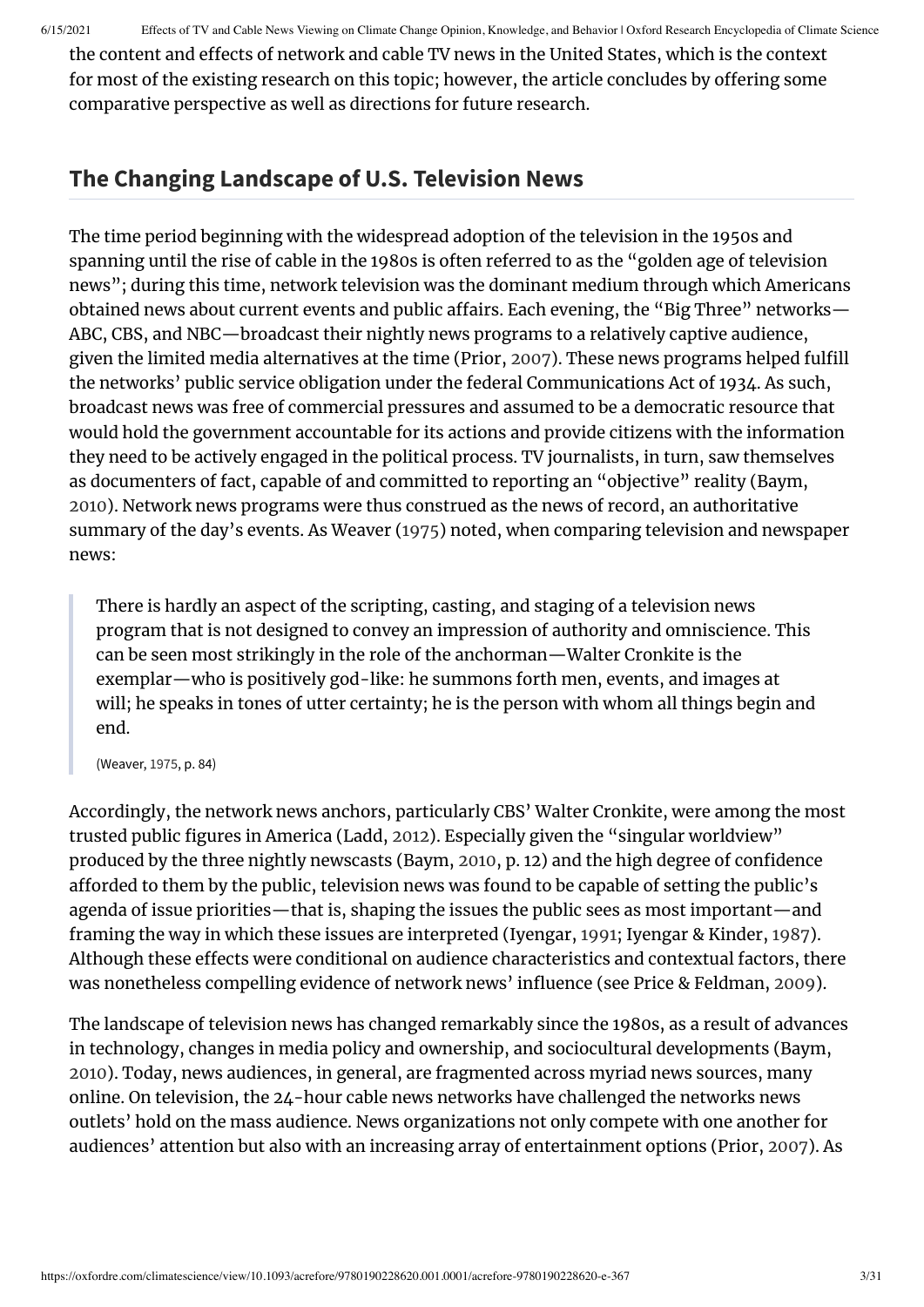the content and effects of network and cable TV news in the United States, which is the context for most of the existing research on this topic; however, the article concludes by offering some comparative perspective as well as directions for future research.

## The Changing Landscape of U.S. Television News

The time period beginning with the widespread adoption of the television in the 1950s and spanning until the rise of cable in the 1980s is often referred to as the "golden age of television news"; during this time, network television was the dominant medium through which Americans obtained news about current events and public affairs. Each evening, the "Big Three" networks—ABC, CBS, and NBC—broadcast their nightly news programs to a relatively captive audience, given the limited media alternatives at the time (Prior, 2007). These news programs helped fulfill the networks' public service obligation under the federal Communications Act of 1934. As such, broadcast news was free of commercial pressures and assumed to be a democratic resource that would hold the government accountable for its actions and provide citizens with the information they need to be actively engaged in the political process. TV journalists, in turn, saw themselves as documenters of fact, capable of and committed to reporting an "objective" reality (Baym, 2010). Network news programs were thus construed as the news of record, an authoritative summary of the day's events. As Weaver (1975) noted, when comparing television and newspaper news:

> There is hardly an aspect of the scripting, casting, and staging of a television news program that is not designed to convey an impression of authority and omniscience. This can be seen most strikingly in the role of the anchorman—Walter Cronkite is the exemplar—who is positively god-like: he summons forth men, events, and images at will; he speaks in tones of utter certainty; he is the person with whom all things begin and end.
>
> (Weaver, 1975, p. 84)

Accordingly, the network news anchors, particularly CBS' Walter Cronkite, were among the most trusted public figures in America (Ladd, 2012). Especially given the "singular worldview" produced by the three nightly newscasts (Baym, 2010, p. 12) and the high degree of confidence afforded to them by the public, television news was found to be capable of setting the public's agenda of issue priorities—that is, shaping the issues the public sees as most important—and framing the way in which these issues are interpreted (Iyengar, 1991; Iyengar & Kinder, 1987). Although these effects were conditional on audience characteristics and contextual factors, there was nonetheless compelling evidence of network news' influence (see Price & Feldman, 2009).

The landscape of television news has changed remarkably since the 1980s, as a result of advances in technology, changes in media policy and ownership, and sociocultural developments (Baym, 2010). Today, news audiences, in general, are fragmented across myriad news sources, many online. On television, the 24-hour cable news networks have challenged the networks news outlets' hold on the mass audience. News organizations not only compete with one another for audiences' attention but also with an increasing array of entertainment options (Prior, 2007). As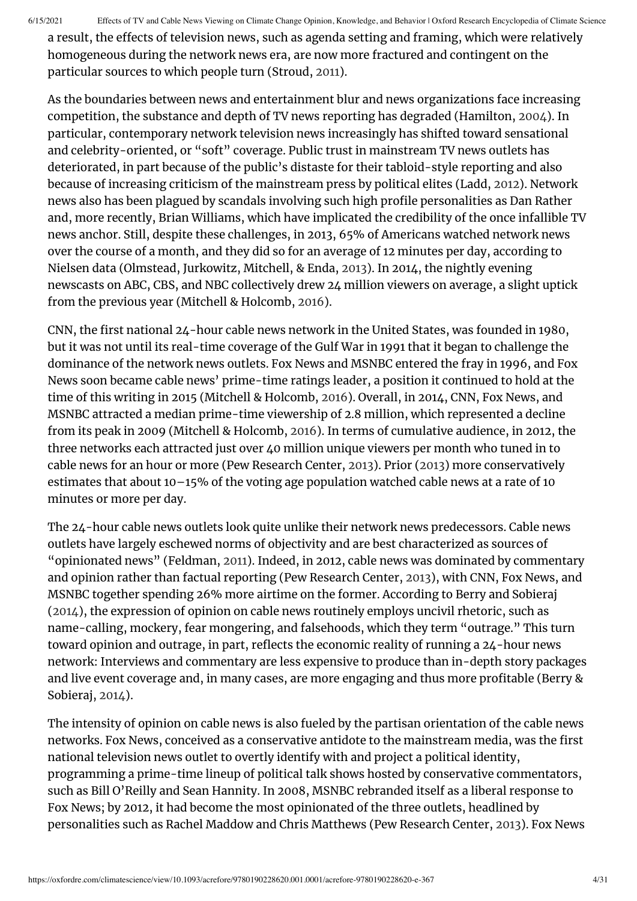a result, the effects of television news, such as agenda setting and framing, which were relatively homogeneous during the network news era, are now more fractured and contingent on the particular sources to which people turn (Stroud, 2011).

As the boundaries between news and entertainment blur and news organizations face increasing competition, the substance and depth of TV news reporting has degraded (Hamilton, 2004). In particular, contemporary network television news increasingly has shifted toward sensational and celebrity-oriented, or "soft" coverage. Public trust in mainstream TV news outlets has deteriorated, in part because of the public's distaste for their tabloid-style reporting and also because of increasing criticism of the mainstream press by political elites (Ladd, 2012). Network news also has been plagued by scandals involving such high profile personalities as Dan Rather and, more recently, Brian Williams, which have implicated the credibility of the once infallible TV news anchor. Still, despite these challenges, in 2013, 65% of Americans watched network news over the course of a month, and they did so for an average of 12 minutes per day, according to Nielsen data (Olmstead, Jurkowitz, Mitchell, & Enda, 2013). In 2014, the nightly evening newscasts on ABC, CBS, and NBC collectively drew 24 million viewers on average, a slight uptick from the previous year (Mitchell & Holcomb, 2016).

CNN, the first national 24-hour cable news network in the United States, was founded in 1980, but it was not until its real-time coverage of the Gulf War in 1991 that it began to challenge the dominance of the network news outlets. Fox News and MSNBC entered the fray in 1996, and Fox News soon became cable news' prime-time ratings leader, a position it continued to hold at the time of this writing in 2015 (Mitchell & Holcomb, 2016). Overall, in 2014, CNN, Fox News, and MSNBC attracted a median prime-time viewership of 2.8 million, which represented a decline from its peak in 2009 (Mitchell & Holcomb, 2016). In terms of cumulative audience, in 2012, the three networks each attracted just over 40 million unique viewers per month who tuned in to cable news for an hour or more (Pew Research Center, 2013). Prior (2013) more conservatively estimates that about 10–15% of the voting age population watched cable news at a rate of 10 minutes or more per day.

The 24-hour cable news outlets look quite unlike their network news predecessors. Cable news outlets have largely eschewed norms of objectivity and are best characterized as sources of "opinionated news" (Feldman, 2011). Indeed, in 2012, cable news was dominated by commentary and opinion rather than factual reporting (Pew Research Center, 2013), with CNN, Fox News, and MSNBC together spending 26% more airtime on the former. According to Berry and Sobieraj (2014), the expression of opinion on cable news routinely employs uncivil rhetoric, such as name-calling, mockery, fear mongering, and falsehoods, which they term "outrage." This turn toward opinion and outrage, in part, reflects the economic reality of running a 24-hour news network: Interviews and commentary are less expensive to produce than in-depth story packages and live event coverage and, in many cases, are more engaging and thus more profitable (Berry & Sobieraj, 2014).

The intensity of opinion on cable news is also fueled by the partisan orientation of the cable news networks. Fox News, conceived as a conservative antidote to the mainstream media, was the first national television news outlet to overtly identify with and project a political identity, programming a prime-time lineup of political talk shows hosted by conservative commentators, such as Bill O'Reilly and Sean Hannity. In 2008, MSNBC rebranded itself as a liberal response to Fox News; by 2012, it had become the most opinionated of the three outlets, headlined by personalities such as Rachel Maddow and Chris Matthews (Pew Research Center, 2013). Fox News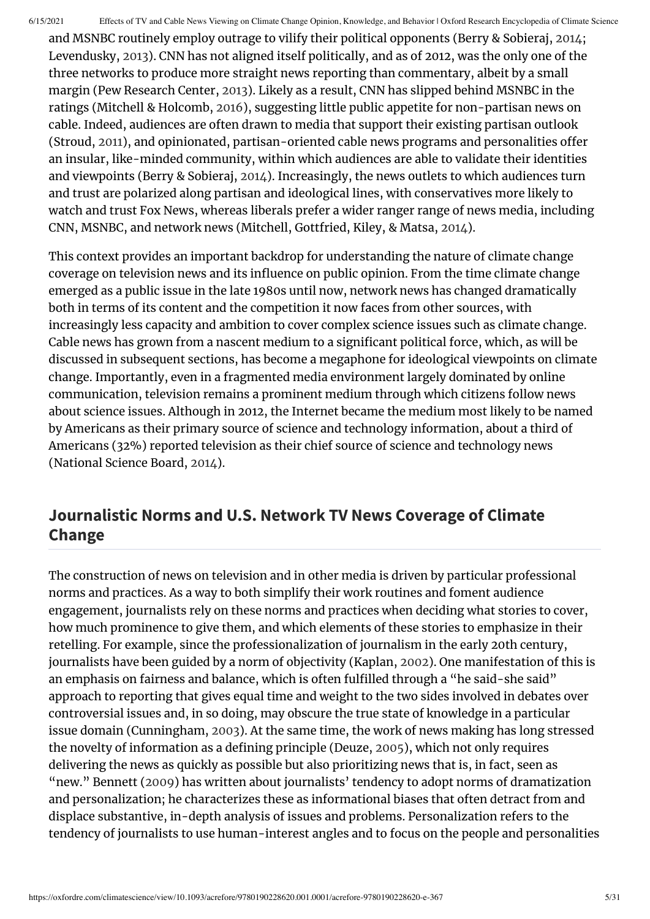and MSNBC routinely employ outrage to vilify their political opponents (Berry & Sobieraj, 2014; Levendusky, 2013). CNN has not aligned itself politically, and as of 2012, was the only one of the three networks to produce more straight news reporting than commentary, albeit by a small margin (Pew Research Center, 2013). Likely as a result, CNN has slipped behind MSNBC in the ratings (Mitchell & Holcomb, 2016), suggesting little public appetite for non-partisan news on cable. Indeed, audiences are often drawn to media that support their existing partisan outlook (Stroud, 2011), and opinionated, partisan-oriented cable news programs and personalities offer an insular, like-minded community, within which audiences are able to validate their identities and viewpoints (Berry & Sobieraj, 2014). Increasingly, the news outlets to which audiences turn and trust are polarized along partisan and ideological lines, with conservatives more likely to watch and trust Fox News, whereas liberals prefer a wider ranger range of news media, including CNN, MSNBC, and network news (Mitchell, Gottfried, Kiley, & Matsa, 2014).

This context provides an important backdrop for understanding the nature of climate change coverage on television news and its influence on public opinion. From the time climate change emerged as a public issue in the late 1980s until now, network news has changed dramatically both in terms of its content and the competition it now faces from other sources, with increasingly less capacity and ambition to cover complex science issues such as climate change. Cable news has grown from a nascent medium to a significant political force, which, as will be discussed in subsequent sections, has become a megaphone for ideological viewpoints on climate change. Importantly, even in a fragmented media environment largely dominated by online communication, television remains a prominent medium through which citizens follow news about science issues. Although in 2012, the Internet became the medium most likely to be named by Americans as their primary source of science and technology information, about a third of Americans (32%) reported television as their chief source of science and technology news (National Science Board, 2014).

## Journalistic Norms and U.S. Network TV News Coverage of Climate Change

The construction of news on television and in other media is driven by particular professional norms and practices. As a way to both simplify their work routines and foment audience engagement, journalists rely on these norms and practices when deciding what stories to cover, how much prominence to give them, and which elements of these stories to emphasize in their retelling. For example, since the professionalization of journalism in the early 20th century, journalists have been guided by a norm of objectivity (Kaplan, 2002). One manifestation of this is an emphasis on fairness and balance, which is often fulfilled through a "he said-she said" approach to reporting that gives equal time and weight to the two sides involved in debates over controversial issues and, in so doing, may obscure the true state of knowledge in a particular issue domain (Cunningham, 2003). At the same time, the work of news making has long stressed the novelty of information as a defining principle (Deuze, 2005), which not only requires delivering the news as quickly as possible but also prioritizing news that is, in fact, seen as "new." Bennett (2009) has written about journalists' tendency to adopt norms of dramatization and personalization; he characterizes these as informational biases that often detract from and displace substantive, in-depth analysis of issues and problems. Personalization refers to the tendency of journalists to use human-interest angles and to focus on the people and personalities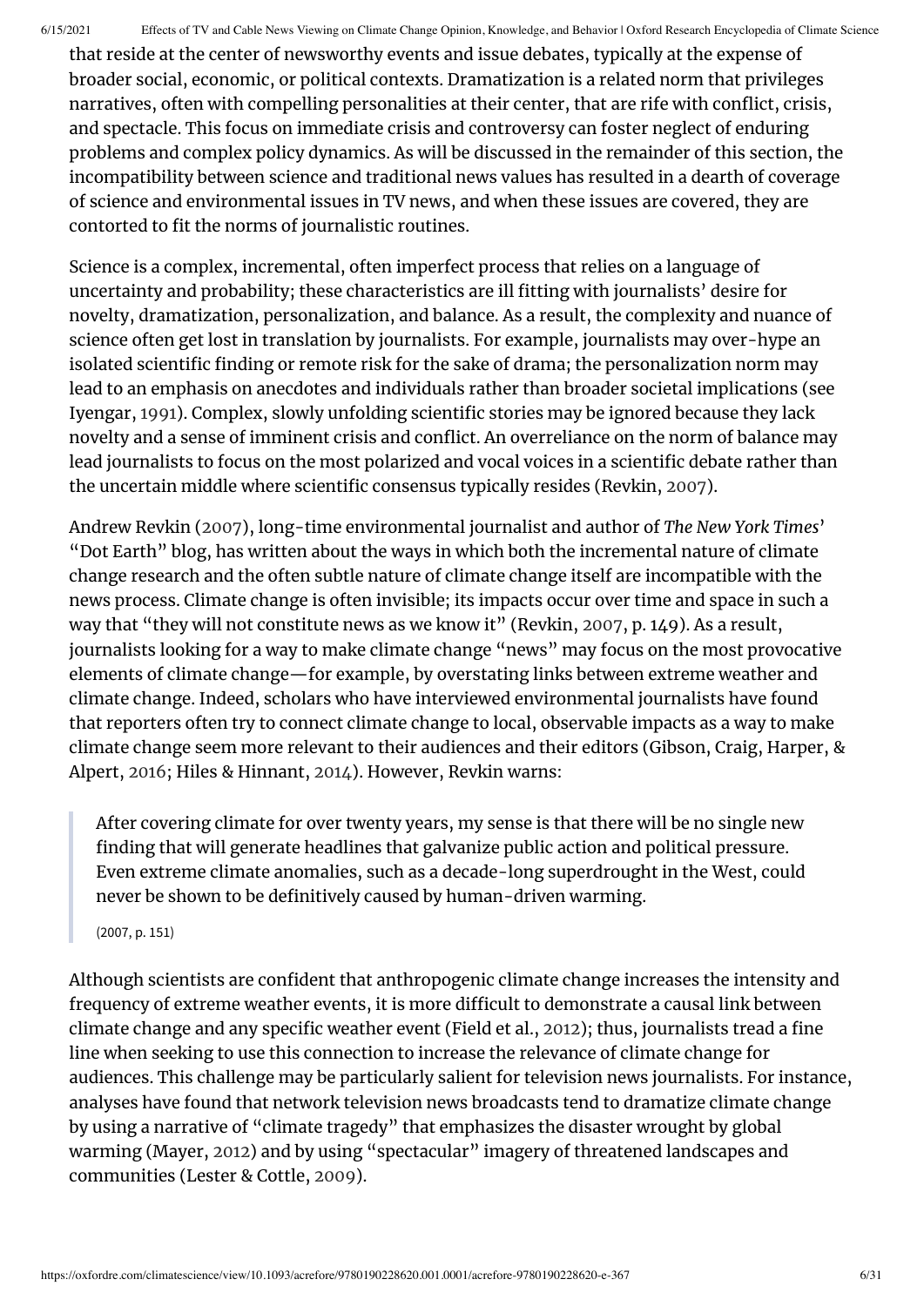that reside at the center of newsworthy events and issue debates, typically at the expense of broader social, economic, or political contexts. Dramatization is a related norm that privileges narratives, often with compelling personalities at their center, that are rife with conflict, crisis, and spectacle. This focus on immediate crisis and controversy can foster neglect of enduring problems and complex policy dynamics. As will be discussed in the remainder of this section, the incompatibility between science and traditional news values has resulted in a dearth of coverage of science and environmental issues in TV news, and when these issues are covered, they are contorted to fit the norms of journalistic routines.

Science is a complex, incremental, often imperfect process that relies on a language of uncertainty and probability; these characteristics are ill fitting with journalists' desire for novelty, dramatization, personalization, and balance. As a result, the complexity and nuance of science often get lost in translation by journalists. For example, journalists may over-hype an isolated scientific finding or remote risk for the sake of drama; the personalization norm may lead to an emphasis on anecdotes and individuals rather than broader societal implications (see Iyengar, 1991). Complex, slowly unfolding scientific stories may be ignored because they lack novelty and a sense of imminent crisis and conflict. An overreliance on the norm of balance may lead journalists to focus on the most polarized and vocal voices in a scientific debate rather than the uncertain middle where scientific consensus typically resides (Revkin, 2007).

Andrew Revkin (2007), long-time environmental journalist and author of *The New York Times*' "Dot Earth" blog, has written about the ways in which both the incremental nature of climate change research and the often subtle nature of climate change itself are incompatible with the news process. Climate change is often invisible; its impacts occur over time and space in such a way that "they will not constitute news as we know it" (Revkin, 2007, p. 149). As a result, journalists looking for a way to make climate change "news" may focus on the most provocative elements of climate change—for example, by overstating links between extreme weather and climate change. Indeed, scholars who have interviewed environmental journalists have found that reporters often try to connect climate change to local, observable impacts as a way to make climate change seem more relevant to their audiences and their editors (Gibson, Craig, Harper, & Alpert, 2016; Hiles & Hinnant, 2014). However, Revkin warns:

> After covering climate for over twenty years, my sense is that there will be no single new finding that will generate headlines that galvanize public action and political pressure. Even extreme climate anomalies, such as a decade-long superdrought in the West, could never be shown to be definitively caused by human-driven warming.
>
> (2007, p. 151)

Although scientists are confident that anthropogenic climate change increases the intensity and frequency of extreme weather events, it is more difficult to demonstrate a causal link between climate change and any specific weather event (Field et al., 2012); thus, journalists tread a fine line when seeking to use this connection to increase the relevance of climate change for audiences. This challenge may be particularly salient for television news journalists. For instance, analyses have found that network television news broadcasts tend to dramatize climate change by using a narrative of "climate tragedy" that emphasizes the disaster wrought by global warming (Mayer, 2012) and by using "spectacular" imagery of threatened landscapes and communities (Lester & Cottle, 2009).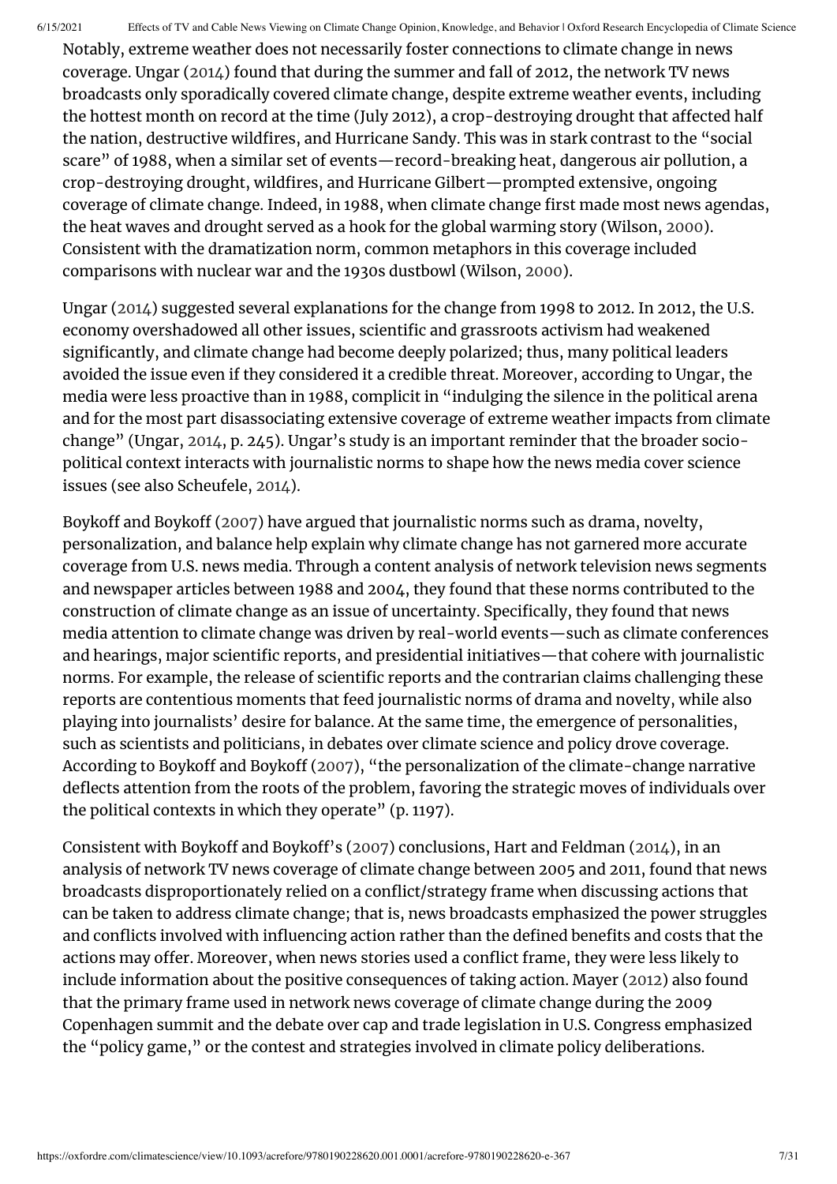Notably, extreme weather does not necessarily foster connections to climate change in news coverage. Ungar (2014) found that during the summer and fall of 2012, the network TV news broadcasts only sporadically covered climate change, despite extreme weather events, including the hottest month on record at the time (July 2012), a crop-destroying drought that affected half the nation, destructive wildfires, and Hurricane Sandy. This was in stark contrast to the "social scare" of 1988, when a similar set of events—record-breaking heat, dangerous air pollution, a crop-destroying drought, wildfires, and Hurricane Gilbert—prompted extensive, ongoing coverage of climate change. Indeed, in 1988, when climate change first made most news agendas, the heat waves and drought served as a hook for the global warming story (Wilson, 2000). Consistent with the dramatization norm, common metaphors in this coverage included comparisons with nuclear war and the 1930s dustbowl (Wilson, 2000).

Ungar (2014) suggested several explanations for the change from 1998 to 2012. In 2012, the U.S. economy overshadowed all other issues, scientific and grassroots activism had weakened significantly, and climate change had become deeply polarized; thus, many political leaders avoided the issue even if they considered it a credible threat. Moreover, according to Ungar, the media were less proactive than in 1988, complicit in "indulging the silence in the political arena and for the most part disassociating extensive coverage of extreme weather impacts from climate change" (Ungar, 2014, p. 245). Ungar's study is an important reminder that the broader socio-political context interacts with journalistic norms to shape how the news media cover science issues (see also Scheufele, 2014).

Boykoff and Boykoff (2007) have argued that journalistic norms such as drama, novelty, personalization, and balance help explain why climate change has not garnered more accurate coverage from U.S. news media. Through a content analysis of network television news segments and newspaper articles between 1988 and 2004, they found that these norms contributed to the construction of climate change as an issue of uncertainty. Specifically, they found that news media attention to climate change was driven by real-world events—such as climate conferences and hearings, major scientific reports, and presidential initiatives—that cohere with journalistic norms. For example, the release of scientific reports and the contrarian claims challenging these reports are contentious moments that feed journalistic norms of drama and novelty, while also playing into journalists' desire for balance. At the same time, the emergence of personalities, such as scientists and politicians, in debates over climate science and policy drove coverage. According to Boykoff and Boykoff (2007), "the personalization of the climate-change narrative deflects attention from the roots of the problem, favoring the strategic moves of individuals over the political contexts in which they operate" (p. 1197).

Consistent with Boykoff and Boykoff's (2007) conclusions, Hart and Feldman (2014), in an analysis of network TV news coverage of climate change between 2005 and 2011, found that news broadcasts disproportionately relied on a conflict/strategy frame when discussing actions that can be taken to address climate change; that is, news broadcasts emphasized the power struggles and conflicts involved with influencing action rather than the defined benefits and costs that the actions may offer. Moreover, when news stories used a conflict frame, they were less likely to include information about the positive consequences of taking action. Mayer (2012) also found that the primary frame used in network news coverage of climate change during the 2009 Copenhagen summit and the debate over cap and trade legislation in U.S. Congress emphasized the "policy game," or the contest and strategies involved in climate policy deliberations.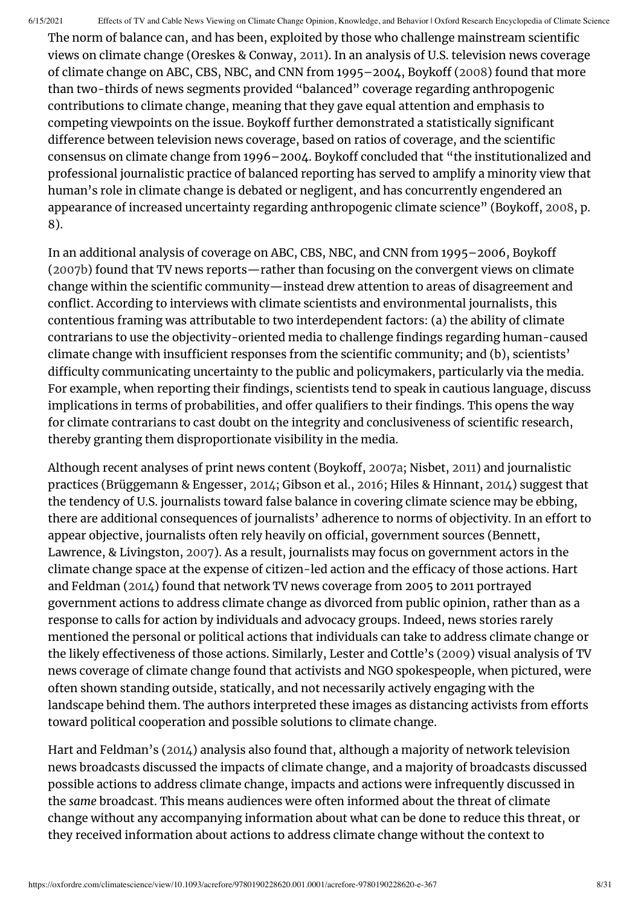The norm of balance can, and has been, exploited by those who challenge mainstream scientific views on climate change (Oreskes & Conway, 2011). In an analysis of U.S. television news coverage of climate change on ABC, CBS, NBC, and CNN from 1995–2004, Boykoff (2008) found that more than two-thirds of news segments provided "balanced" coverage regarding anthropogenic contributions to climate change, meaning that they gave equal attention and emphasis to competing viewpoints on the issue. Boykoff further demonstrated a statistically significant difference between television news coverage, based on ratios of coverage, and the scientific consensus on climate change from 1996–2004. Boykoff concluded that "the institutionalized and professional journalistic practice of balanced reporting has served to amplify a minority view that human's role in climate change is debated or negligent, and has concurrently engendered an appearance of increased uncertainty regarding anthropogenic climate science" (Boykoff, 2008, p. 8).

In an additional analysis of coverage on ABC, CBS, NBC, and CNN from 1995–2006, Boykoff (2007b) found that TV news reports—rather than focusing on the convergent views on climate change within the scientific community—instead drew attention to areas of disagreement and conflict. According to interviews with climate scientists and environmental journalists, this contentious framing was attributable to two interdependent factors: (a) the ability of climate contrarians to use the objectivity-oriented media to challenge findings regarding human-caused climate change with insufficient responses from the scientific community; and (b), scientists' difficulty communicating uncertainty to the public and policymakers, particularly via the media. For example, when reporting their findings, scientists tend to speak in cautious language, discuss implications in terms of probabilities, and offer qualifiers to their findings. This opens the way for climate contrarians to cast doubt on the integrity and conclusiveness of scientific research, thereby granting them disproportionate visibility in the media.

Although recent analyses of print news content (Boykoff, 2007a; Nisbet, 2011) and journalistic practices (Brüggemann & Engesser, 2014; Gibson et al., 2016; Hiles & Hinnant, 2014) suggest that the tendency of U.S. journalists toward false balance in covering climate science may be ebbing, there are additional consequences of journalists' adherence to norms of objectivity. In an effort to appear objective, journalists often rely heavily on official, government sources (Bennett, Lawrence, & Livingston, 2007). As a result, journalists may focus on government actors in the climate change space at the expense of citizen-led action and the efficacy of those actions. Hart and Feldman (2014) found that network TV news coverage from 2005 to 2011 portrayed government actions to address climate change as divorced from public opinion, rather than as a response to calls for action by individuals and advocacy groups. Indeed, news stories rarely mentioned the personal or political actions that individuals can take to address climate change or the likely effectiveness of those actions. Similarly, Lester and Cottle's (2009) visual analysis of TV news coverage of climate change found that activists and NGO spokespeople, when pictured, were often shown standing outside, statically, and not necessarily actively engaging with the landscape behind them. The authors interpreted these images as distancing activists from efforts toward political cooperation and possible solutions to climate change.

Hart and Feldman's (2014) analysis also found that, although a majority of network television news broadcasts discussed the impacts of climate change, and a majority of broadcasts discussed possible actions to address climate change, impacts and actions were infrequently discussed in the *same* broadcast. This means audiences were often informed about the threat of climate change without any accompanying information about what can be done to reduce this threat, or they received information about actions to address climate change without the context to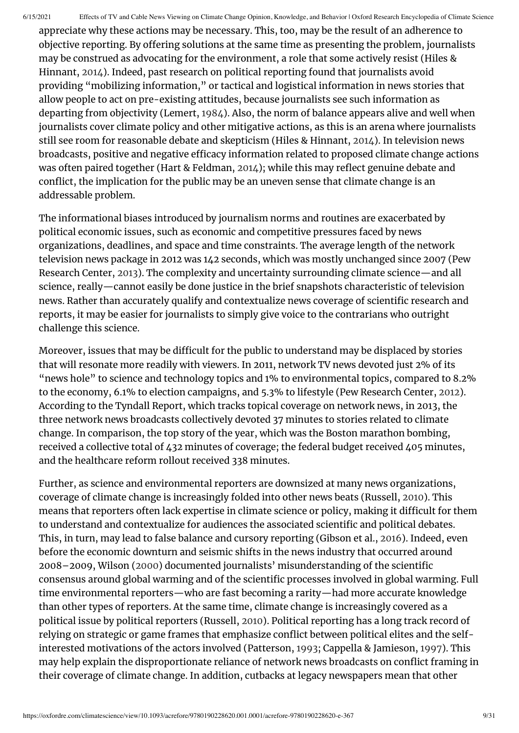appreciate why these actions may be necessary. This, too, may be the result of an adherence to objective reporting. By offering solutions at the same time as presenting the problem, journalists may be construed as advocating for the environment, a role that some actively resist (Hiles & Hinnant, 2014). Indeed, past research on political reporting found that journalists avoid providing "mobilizing information," or tactical and logistical information in news stories that allow people to act on pre-existing attitudes, because journalists see such information as departing from objectivity (Lemert, 1984). Also, the norm of balance appears alive and well when journalists cover climate policy and other mitigative actions, as this is an arena where journalists still see room for reasonable debate and skepticism (Hiles & Hinnant, 2014). In television news broadcasts, positive and negative efficacy information related to proposed climate change actions was often paired together (Hart & Feldman, 2014); while this may reflect genuine debate and conflict, the implication for the public may be an uneven sense that climate change is an addressable problem.

The informational biases introduced by journalism norms and routines are exacerbated by political economic issues, such as economic and competitive pressures faced by news organizations, deadlines, and space and time constraints. The average length of the network television news package in 2012 was 142 seconds, which was mostly unchanged since 2007 (Pew Research Center, 2013). The complexity and uncertainty surrounding climate science—and all science, really—cannot easily be done justice in the brief snapshots characteristic of television news. Rather than accurately qualify and contextualize news coverage of scientific research and reports, it may be easier for journalists to simply give voice to the contrarians who outright challenge this science.

Moreover, issues that may be difficult for the public to understand may be displaced by stories that will resonate more readily with viewers. In 2011, network TV news devoted just 2% of its "news hole" to science and technology topics and 1% to environmental topics, compared to 8.2% to the economy, 6.1% to election campaigns, and 5.3% to lifestyle (Pew Research Center, 2012). According to the Tyndall Report, which tracks topical coverage on network news, in 2013, the three network news broadcasts collectively devoted 37 minutes to stories related to climate change. In comparison, the top story of the year, which was the Boston marathon bombing, received a collective total of 432 minutes of coverage; the federal budget received 405 minutes, and the healthcare reform rollout received 338 minutes.

Further, as science and environmental reporters are downsized at many news organizations, coverage of climate change is increasingly folded into other news beats (Russell, 2010). This means that reporters often lack expertise in climate science or policy, making it difficult for them to understand and contextualize for audiences the associated scientific and political debates. This, in turn, may lead to false balance and cursory reporting (Gibson et al., 2016). Indeed, even before the economic downturn and seismic shifts in the news industry that occurred around 2008–2009, Wilson (2000) documented journalists' misunderstanding of the scientific consensus around global warming and of the scientific processes involved in global warming. Full time environmental reporters—who are fast becoming a rarity—had more accurate knowledge than other types of reporters. At the same time, climate change is increasingly covered as a political issue by political reporters (Russell, 2010). Political reporting has a long track record of relying on strategic or game frames that emphasize conflict between political elites and the self-interested motivations of the actors involved (Patterson, 1993; Cappella & Jamieson, 1997). This may help explain the disproportionate reliance of network news broadcasts on conflict framing in their coverage of climate change. In addition, cutbacks at legacy newspapers mean that other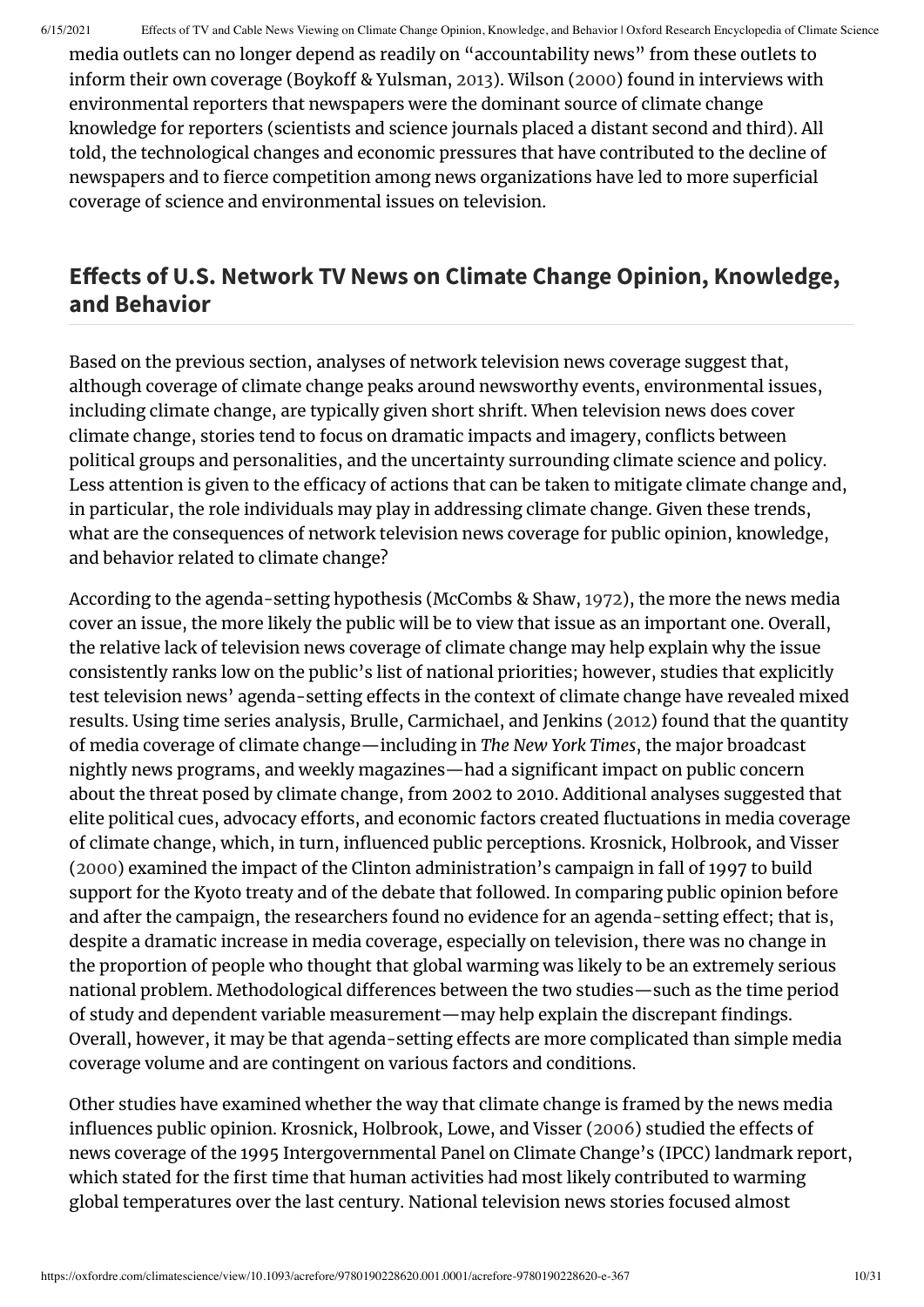media outlets can no longer depend as readily on "accountability news" from these outlets to inform their own coverage (Boykoff & Yulsman, 2013). Wilson (2000) found in interviews with environmental reporters that newspapers were the dominant source of climate change knowledge for reporters (scientists and science journals placed a distant second and third). All told, the technological changes and economic pressures that have contributed to the decline of newspapers and to fierce competition among news organizations have led to more superficial coverage of science and environmental issues on television.

## Effects of U.S. Network TV News on Climate Change Opinion, Knowledge, and Behavior

Based on the previous section, analyses of network television news coverage suggest that, although coverage of climate change peaks around newsworthy events, environmental issues, including climate change, are typically given short shrift. When television news does cover climate change, stories tend to focus on dramatic impacts and imagery, conflicts between political groups and personalities, and the uncertainty surrounding climate science and policy. Less attention is given to the efficacy of actions that can be taken to mitigate climate change and, in particular, the role individuals may play in addressing climate change. Given these trends, what are the consequences of network television news coverage for public opinion, knowledge, and behavior related to climate change?

According to the agenda-setting hypothesis (McCombs & Shaw, 1972), the more the news media cover an issue, the more likely the public will be to view that issue as an important one. Overall, the relative lack of television news coverage of climate change may help explain why the issue consistently ranks low on the public's list of national priorities; however, studies that explicitly test television news' agenda-setting effects in the context of climate change have revealed mixed results. Using time series analysis, Brulle, Carmichael, and Jenkins (2012) found that the quantity of media coverage of climate change—including in *The New York Times*, the major broadcast nightly news programs, and weekly magazines—had a significant impact on public concern about the threat posed by climate change, from 2002 to 2010. Additional analyses suggested that elite political cues, advocacy efforts, and economic factors created fluctuations in media coverage of climate change, which, in turn, influenced public perceptions. Krosnick, Holbrook, and Visser (2000) examined the impact of the Clinton administration's campaign in fall of 1997 to build support for the Kyoto treaty and of the debate that followed. In comparing public opinion before and after the campaign, the researchers found no evidence for an agenda-setting effect; that is, despite a dramatic increase in media coverage, especially on television, there was no change in the proportion of people who thought that global warming was likely to be an extremely serious national problem. Methodological differences between the two studies—such as the time period of study and dependent variable measurement—may help explain the discrepant findings. Overall, however, it may be that agenda-setting effects are more complicated than simple media coverage volume and are contingent on various factors and conditions.

Other studies have examined whether the way that climate change is framed by the news media influences public opinion. Krosnick, Holbrook, Lowe, and Visser (2006) studied the effects of news coverage of the 1995 Intergovernmental Panel on Climate Change's (IPCC) landmark report, which stated for the first time that human activities had most likely contributed to warming global temperatures over the last century. National television news stories focused almost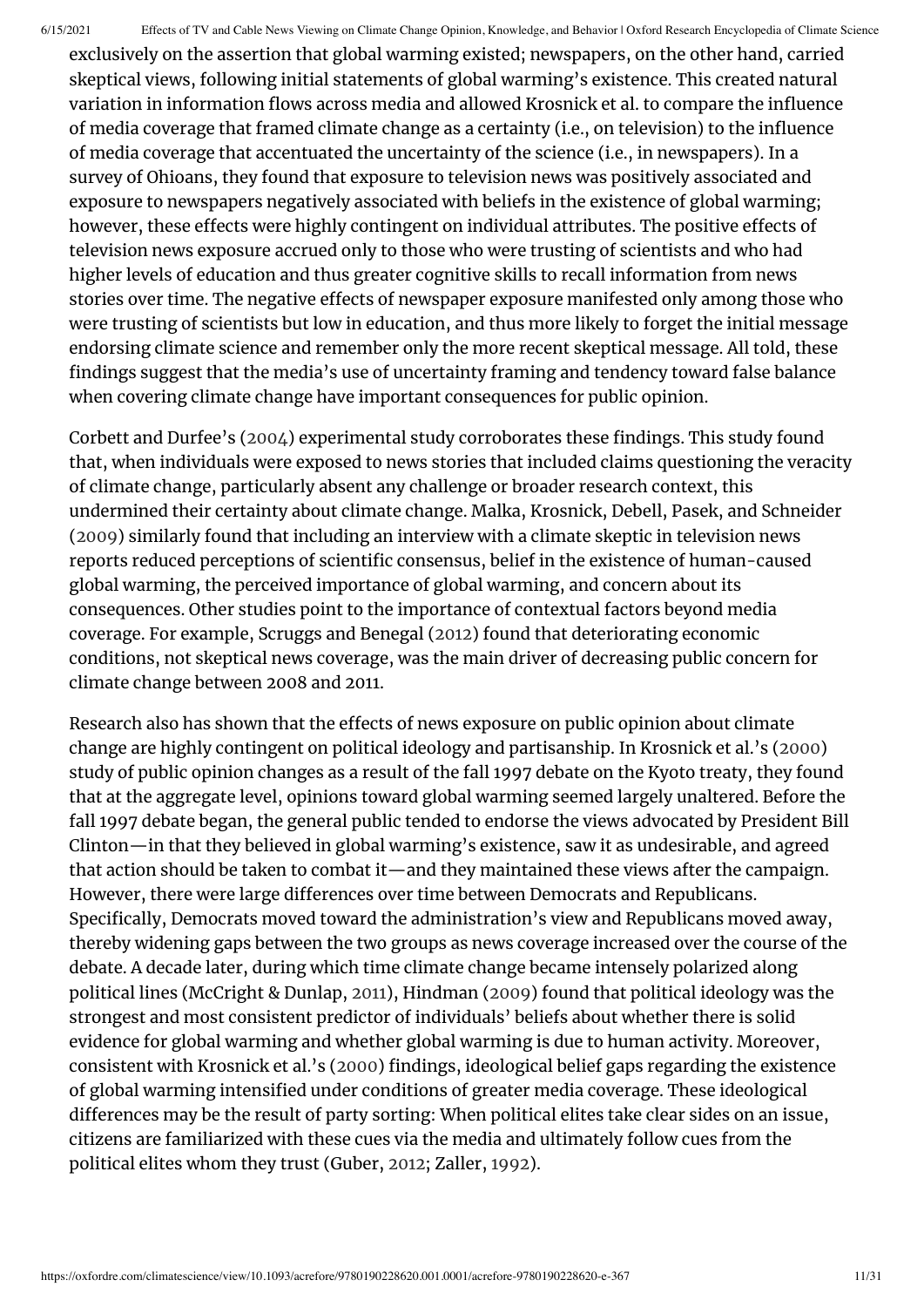exclusively on the assertion that global warming existed; newspapers, on the other hand, carried skeptical views, following initial statements of global warming's existence. This created natural variation in information flows across media and allowed Krosnick et al. to compare the influence of media coverage that framed climate change as a certainty (i.e., on television) to the influence of media coverage that accentuated the uncertainty of the science (i.e., in newspapers). In a survey of Ohioans, they found that exposure to television news was positively associated and exposure to newspapers negatively associated with beliefs in the existence of global warming; however, these effects were highly contingent on individual attributes. The positive effects of television news exposure accrued only to those who were trusting of scientists and who had higher levels of education and thus greater cognitive skills to recall information from news stories over time. The negative effects of newspaper exposure manifested only among those who were trusting of scientists but low in education, and thus more likely to forget the initial message endorsing climate science and remember only the more recent skeptical message. All told, these findings suggest that the media's use of uncertainty framing and tendency toward false balance when covering climate change have important consequences for public opinion.

Corbett and Durfee's (2004) experimental study corroborates these findings. This study found that, when individuals were exposed to news stories that included claims questioning the veracity of climate change, particularly absent any challenge or broader research context, this undermined their certainty about climate change. Malka, Krosnick, Debell, Pasek, and Schneider (2009) similarly found that including an interview with a climate skeptic in television news reports reduced perceptions of scientific consensus, belief in the existence of human-caused global warming, the perceived importance of global warming, and concern about its consequences. Other studies point to the importance of contextual factors beyond media coverage. For example, Scruggs and Benegal (2012) found that deteriorating economic conditions, not skeptical news coverage, was the main driver of decreasing public concern for climate change between 2008 and 2011.

Research also has shown that the effects of news exposure on public opinion about climate change are highly contingent on political ideology and partisanship. In Krosnick et al.'s (2000) study of public opinion changes as a result of the fall 1997 debate on the Kyoto treaty, they found that at the aggregate level, opinions toward global warming seemed largely unaltered. Before the fall 1997 debate began, the general public tended to endorse the views advocated by President Bill Clinton—in that they believed in global warming's existence, saw it as undesirable, and agreed that action should be taken to combat it—and they maintained these views after the campaign. However, there were large differences over time between Democrats and Republicans. Specifically, Democrats moved toward the administration's view and Republicans moved away, thereby widening gaps between the two groups as news coverage increased over the course of the debate. A decade later, during which time climate change became intensely polarized along political lines (McCright & Dunlap, 2011), Hindman (2009) found that political ideology was the strongest and most consistent predictor of individuals' beliefs about whether there is solid evidence for global warming and whether global warming is due to human activity. Moreover, consistent with Krosnick et al.'s (2000) findings, ideological belief gaps regarding the existence of global warming intensified under conditions of greater media coverage. These ideological differences may be the result of party sorting: When political elites take clear sides on an issue, citizens are familiarized with these cues via the media and ultimately follow cues from the political elites whom they trust (Guber, 2012; Zaller, 1992).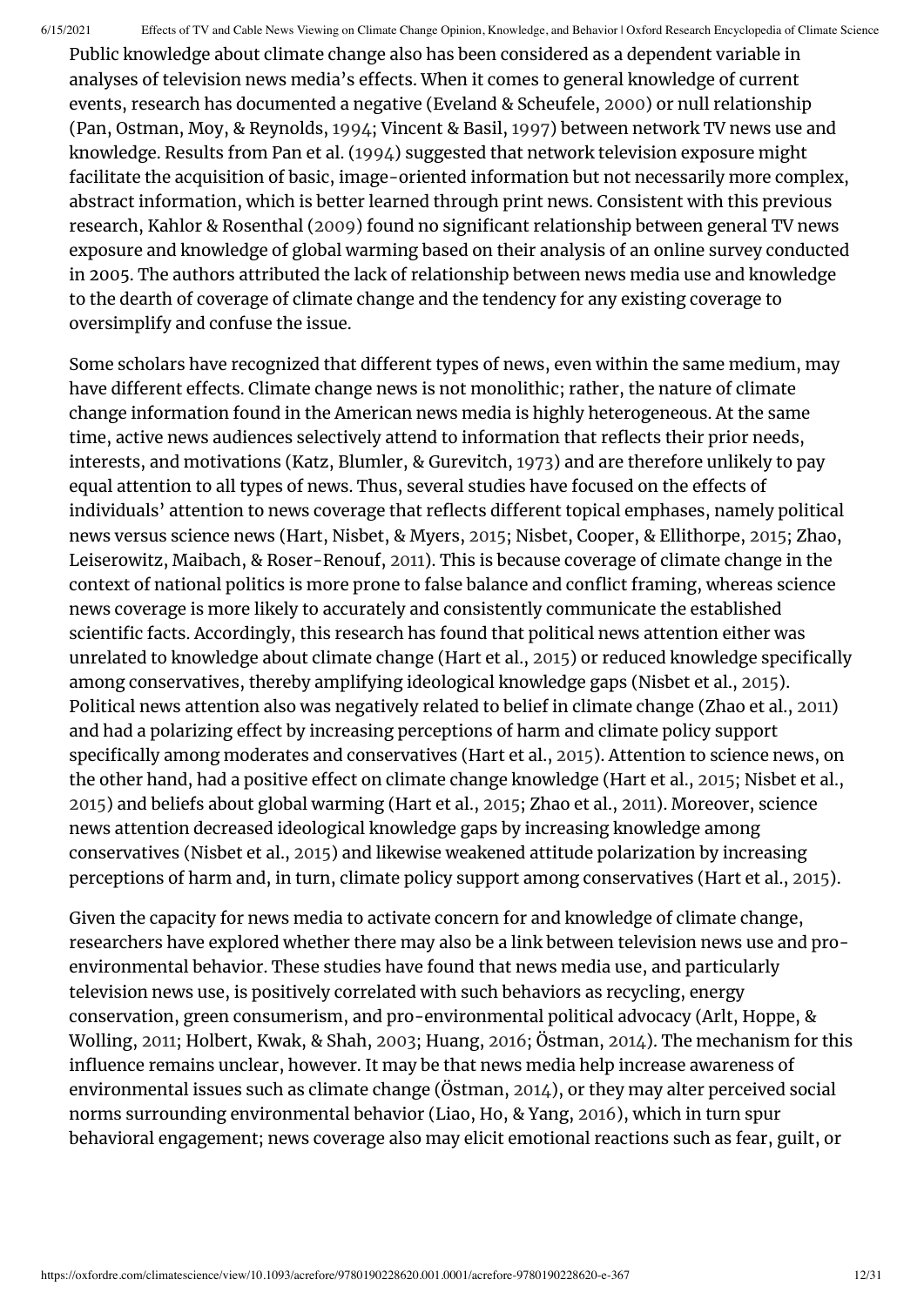Public knowledge about climate change also has been considered as a dependent variable in analyses of television news media's effects. When it comes to general knowledge of current events, research has documented a negative (Eveland & Scheufele, 2000) or null relationship (Pan, Ostman, Moy, & Reynolds, 1994; Vincent & Basil, 1997) between network TV news use and knowledge. Results from Pan et al. (1994) suggested that network television exposure might facilitate the acquisition of basic, image-oriented information but not necessarily more complex, abstract information, which is better learned through print news. Consistent with this previous research, Kahlor & Rosenthal (2009) found no significant relationship between general TV news exposure and knowledge of global warming based on their analysis of an online survey conducted in 2005. The authors attributed the lack of relationship between news media use and knowledge to the dearth of coverage of climate change and the tendency for any existing coverage to oversimplify and confuse the issue.

Some scholars have recognized that different types of news, even within the same medium, may have different effects. Climate change news is not monolithic; rather, the nature of climate change information found in the American news media is highly heterogeneous. At the same time, active news audiences selectively attend to information that reflects their prior needs, interests, and motivations (Katz, Blumler, & Gurevitch, 1973) and are therefore unlikely to pay equal attention to all types of news. Thus, several studies have focused on the effects of individuals' attention to news coverage that reflects different topical emphases, namely political news versus science news (Hart, Nisbet, & Myers, 2015; Nisbet, Cooper, & Ellithorpe, 2015; Zhao, Leiserowitz, Maibach, & Roser-Renouf, 2011). This is because coverage of climate change in the context of national politics is more prone to false balance and conflict framing, whereas science news coverage is more likely to accurately and consistently communicate the established scientific facts. Accordingly, this research has found that political news attention either was unrelated to knowledge about climate change (Hart et al., 2015) or reduced knowledge specifically among conservatives, thereby amplifying ideological knowledge gaps (Nisbet et al., 2015). Political news attention also was negatively related to belief in climate change (Zhao et al., 2011) and had a polarizing effect by increasing perceptions of harm and climate policy support specifically among moderates and conservatives (Hart et al., 2015). Attention to science news, on the other hand, had a positive effect on climate change knowledge (Hart et al., 2015; Nisbet et al., 2015) and beliefs about global warming (Hart et al., 2015; Zhao et al., 2011). Moreover, science news attention decreased ideological knowledge gaps by increasing knowledge among conservatives (Nisbet et al., 2015) and likewise weakened attitude polarization by increasing perceptions of harm and, in turn, climate policy support among conservatives (Hart et al., 2015).

Given the capacity for news media to activate concern for and knowledge of climate change, researchers have explored whether there may also be a link between television news use and pro-environmental behavior. These studies have found that news media use, and particularly television news use, is positively correlated with such behaviors as recycling, energy conservation, green consumerism, and pro-environmental political advocacy (Arlt, Hoppe, & Wolling, 2011; Holbert, Kwak, & Shah, 2003; Huang, 2016; Östman, 2014). The mechanism for this influence remains unclear, however. It may be that news media help increase awareness of environmental issues such as climate change (Östman, 2014), or they may alter perceived social norms surrounding environmental behavior (Liao, Ho, & Yang, 2016), which in turn spur behavioral engagement; news coverage also may elicit emotional reactions such as fear, guilt, or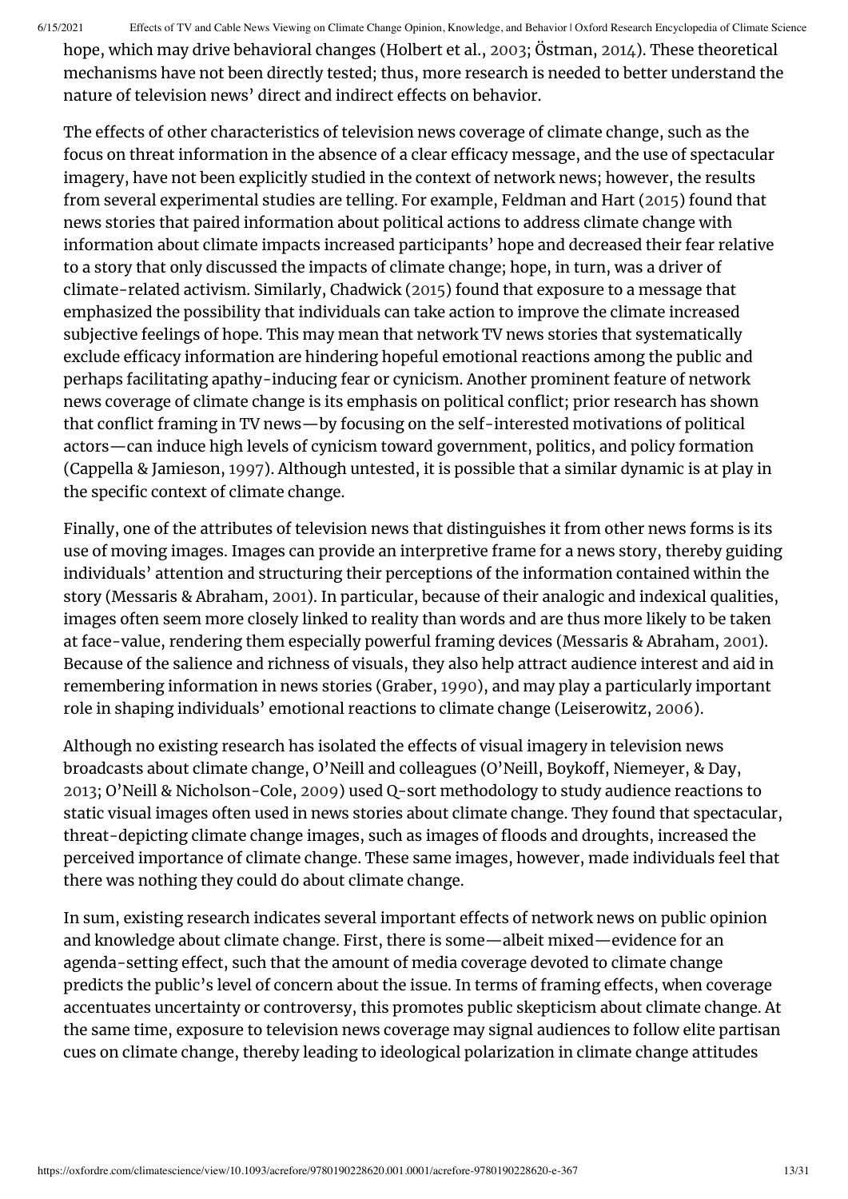hope, which may drive behavioral changes (Holbert et al., 2003; Östman, 2014). These theoretical mechanisms have not been directly tested; thus, more research is needed to better understand the nature of television news' direct and indirect effects on behavior.

The effects of other characteristics of television news coverage of climate change, such as the focus on threat information in the absence of a clear efficacy message, and the use of spectacular imagery, have not been explicitly studied in the context of network news; however, the results from several experimental studies are telling. For example, Feldman and Hart (2015) found that news stories that paired information about political actions to address climate change with information about climate impacts increased participants' hope and decreased their fear relative to a story that only discussed the impacts of climate change; hope, in turn, was a driver of climate-related activism. Similarly, Chadwick (2015) found that exposure to a message that emphasized the possibility that individuals can take action to improve the climate increased subjective feelings of hope. This may mean that network TV news stories that systematically exclude efficacy information are hindering hopeful emotional reactions among the public and perhaps facilitating apathy-inducing fear or cynicism. Another prominent feature of network news coverage of climate change is its emphasis on political conflict; prior research has shown that conflict framing in TV news—by focusing on the self-interested motivations of political actors—can induce high levels of cynicism toward government, politics, and policy formation (Cappella & Jamieson, 1997). Although untested, it is possible that a similar dynamic is at play in the specific context of climate change.

Finally, one of the attributes of television news that distinguishes it from other news forms is its use of moving images. Images can provide an interpretive frame for a news story, thereby guiding individuals' attention and structuring their perceptions of the information contained within the story (Messaris & Abraham, 2001). In particular, because of their analogic and indexical qualities, images often seem more closely linked to reality than words and are thus more likely to be taken at face-value, rendering them especially powerful framing devices (Messaris & Abraham, 2001). Because of the salience and richness of visuals, they also help attract audience interest and aid in remembering information in news stories (Graber, 1990), and may play a particularly important role in shaping individuals' emotional reactions to climate change (Leiserowitz, 2006).

Although no existing research has isolated the effects of visual imagery in television news broadcasts about climate change, O'Neill and colleagues (O'Neill, Boykoff, Niemeyer, & Day, 2013; O'Neill & Nicholson-Cole, 2009) used Q-sort methodology to study audience reactions to static visual images often used in news stories about climate change. They found that spectacular, threat-depicting climate change images, such as images of floods and droughts, increased the perceived importance of climate change. These same images, however, made individuals feel that there was nothing they could do about climate change.

In sum, existing research indicates several important effects of network news on public opinion and knowledge about climate change. First, there is some—albeit mixed—evidence for an agenda-setting effect, such that the amount of media coverage devoted to climate change predicts the public's level of concern about the issue. In terms of framing effects, when coverage accentuates uncertainty or controversy, this promotes public skepticism about climate change. At the same time, exposure to television news coverage may signal audiences to follow elite partisan cues on climate change, thereby leading to ideological polarization in climate change attitudes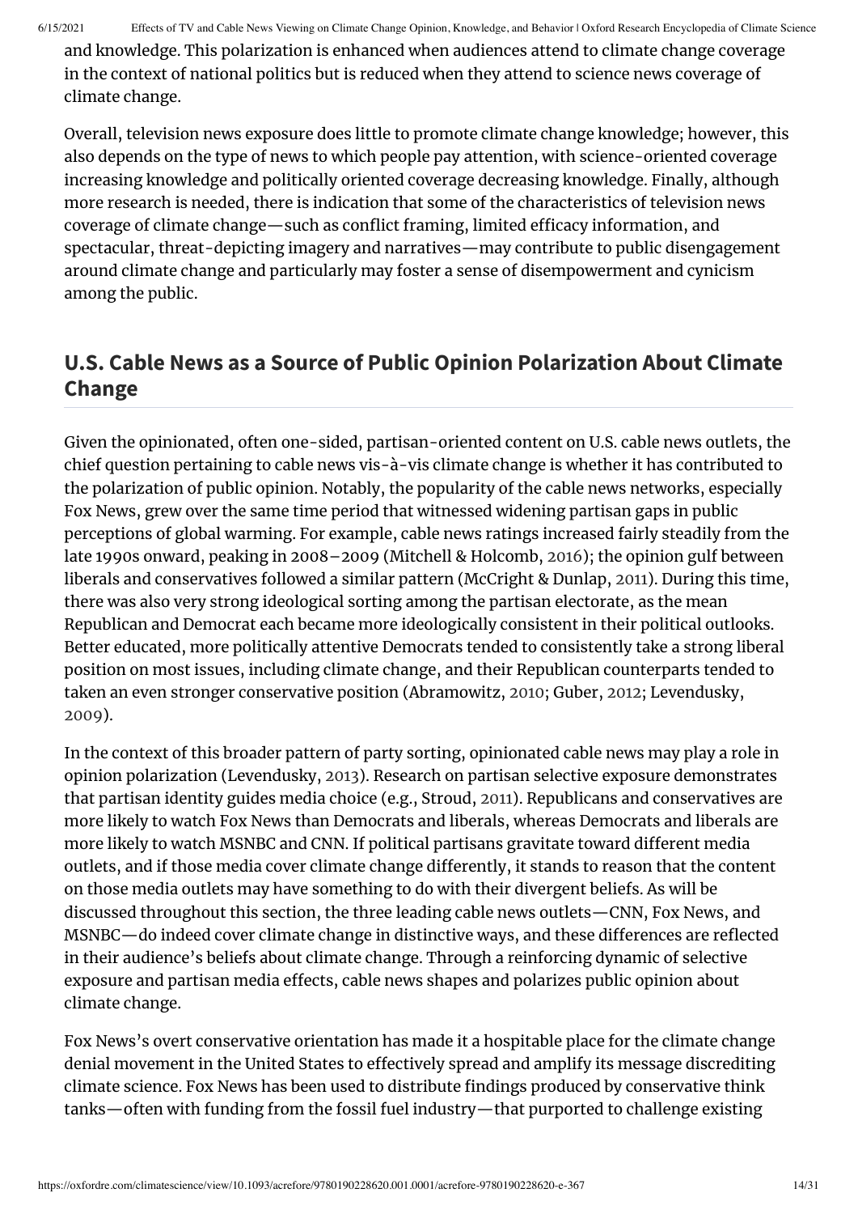and knowledge. This polarization is enhanced when audiences attend to climate change coverage in the context of national politics but is reduced when they attend to science news coverage of climate change.

Overall, television news exposure does little to promote climate change knowledge; however, this also depends on the type of news to which people pay attention, with science-oriented coverage increasing knowledge and politically oriented coverage decreasing knowledge. Finally, although more research is needed, there is indication that some of the characteristics of television news coverage of climate change—such as conflict framing, limited efficacy information, and spectacular, threat-depicting imagery and narratives—may contribute to public disengagement around climate change and particularly may foster a sense of disempowerment and cynicism among the public.

## U.S. Cable News as a Source of Public Opinion Polarization About Climate Change

Given the opinionated, often one-sided, partisan-oriented content on U.S. cable news outlets, the chief question pertaining to cable news vis-à-vis climate change is whether it has contributed to the polarization of public opinion. Notably, the popularity of the cable news networks, especially Fox News, grew over the same time period that witnessed widening partisan gaps in public perceptions of global warming. For example, cable news ratings increased fairly steadily from the late 1990s onward, peaking in 2008–2009 (Mitchell & Holcomb, 2016); the opinion gulf between liberals and conservatives followed a similar pattern (McCright & Dunlap, 2011). During this time, there was also very strong ideological sorting among the partisan electorate, as the mean Republican and Democrat each became more ideologically consistent in their political outlooks. Better educated, more politically attentive Democrats tended to consistently take a strong liberal position on most issues, including climate change, and their Republican counterparts tended to taken an even stronger conservative position (Abramowitz, 2010; Guber, 2012; Levendusky, 2009).

In the context of this broader pattern of party sorting, opinionated cable news may play a role in opinion polarization (Levendusky, 2013). Research on partisan selective exposure demonstrates that partisan identity guides media choice (e.g., Stroud, 2011). Republicans and conservatives are more likely to watch Fox News than Democrats and liberals, whereas Democrats and liberals are more likely to watch MSNBC and CNN. If political partisans gravitate toward different media outlets, and if those media cover climate change differently, it stands to reason that the content on those media outlets may have something to do with their divergent beliefs. As will be discussed throughout this section, the three leading cable news outlets—CNN, Fox News, and MSNBC—do indeed cover climate change in distinctive ways, and these differences are reflected in their audience's beliefs about climate change. Through a reinforcing dynamic of selective exposure and partisan media effects, cable news shapes and polarizes public opinion about climate change.

Fox News's overt conservative orientation has made it a hospitable place for the climate change denial movement in the United States to effectively spread and amplify its message discrediting climate science. Fox News has been used to distribute findings produced by conservative think tanks—often with funding from the fossil fuel industry—that purported to challenge existing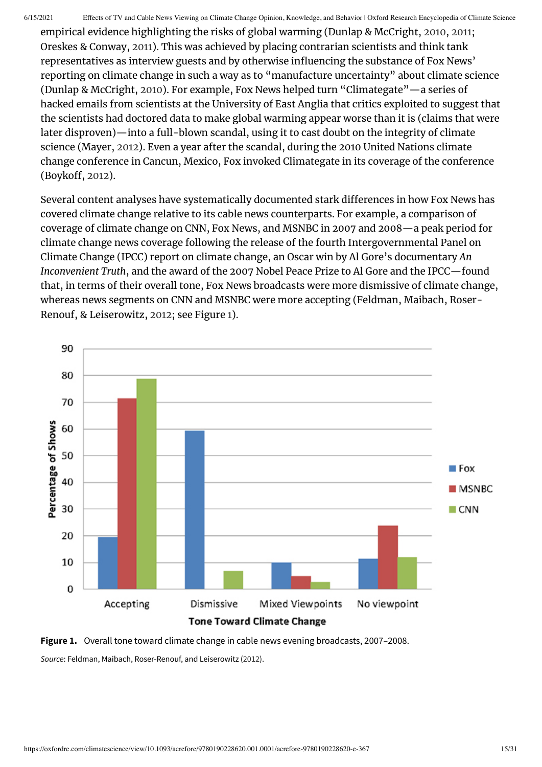empirical evidence highlighting the risks of global warming (Dunlap & McCright, 2010, 2011; Oreskes & Conway, 2011). This was achieved by placing contrarian scientists and think tank representatives as interview guests and by otherwise influencing the substance of Fox News' reporting on climate change in such a way as to "manufacture uncertainty" about climate science (Dunlap & McCright, 2010). For example, Fox News helped turn "Climategate"—a series of hacked emails from scientists at the University of East Anglia that critics exploited to suggest that the scientists had doctored data to make global warming appear worse than it is (claims that were later disproven)—into a full-blown scandal, using it to cast doubt on the integrity of climate science (Mayer, 2012). Even a year after the scandal, during the 2010 United Nations climate change conference in Cancun, Mexico, Fox invoked Climategate in its coverage of the conference (Boykoff, 2012).

Several content analyses have systematically documented stark differences in how Fox News has covered climate change relative to its cable news counterparts. For example, a comparison of coverage of climate change on CNN, Fox News, and MSNBC in 2007 and 2008—a peak period for climate change news coverage following the release of the fourth Intergovernmental Panel on Climate Change (IPCC) report on climate change, an Oscar win by Al Gore's documentary *An Inconvenient Truth*, and the award of the 2007 Nobel Peace Prize to Al Gore and the IPCC—found that, in terms of their overall tone, Fox News broadcasts were more dismissive of climate change, whereas news segments on CNN and MSNBC were more accepting (Feldman, Maibach, Roser-Renouf, & Leiserowitz, 2012; see Figure 1).

**Figure 1.** Overall tone toward climate change in cable news evening broadcasts, 2007–2008.

*Source*: Feldman, Maibach, Roser-Renouf, and Leiserowitz (2012).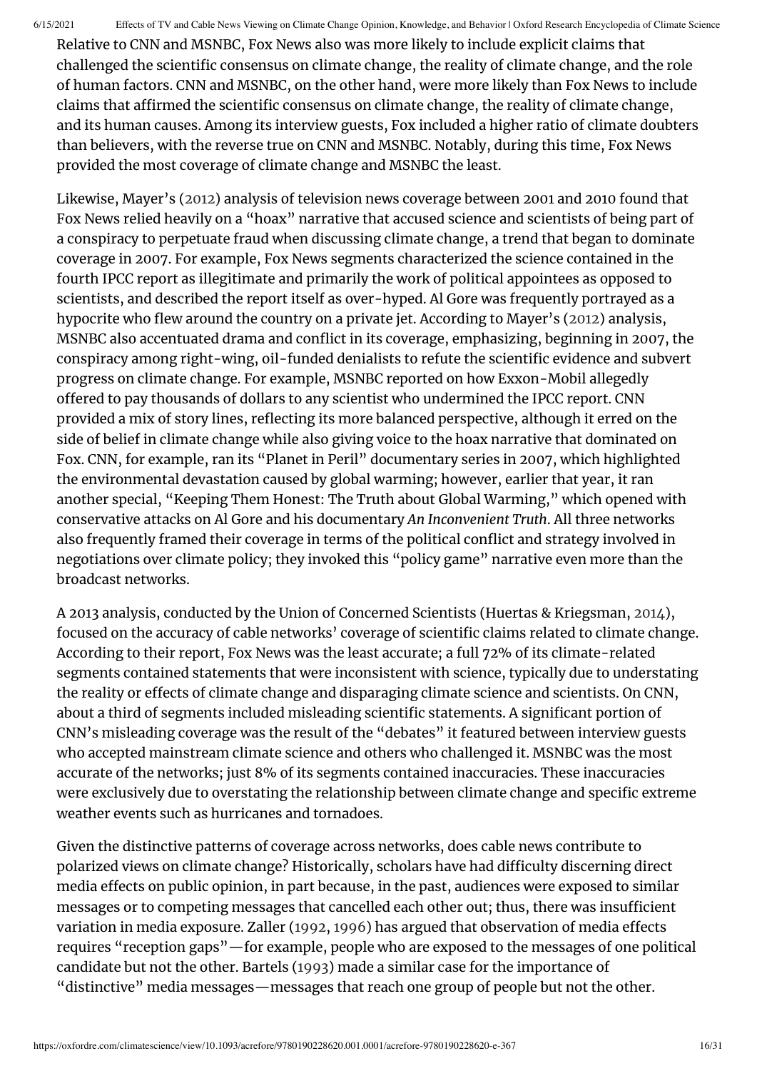Relative to CNN and MSNBC, Fox News also was more likely to include explicit claims that challenged the scientific consensus on climate change, the reality of climate change, and the role of human factors. CNN and MSNBC, on the other hand, were more likely than Fox News to include claims that affirmed the scientific consensus on climate change, the reality of climate change, and its human causes. Among its interview guests, Fox included a higher ratio of climate doubters than believers, with the reverse true on CNN and MSNBC. Notably, during this time, Fox News provided the most coverage of climate change and MSNBC the least.

Likewise, Mayer's (2012) analysis of television news coverage between 2001 and 2010 found that Fox News relied heavily on a "hoax" narrative that accused science and scientists of being part of a conspiracy to perpetuate fraud when discussing climate change, a trend that began to dominate coverage in 2007. For example, Fox News segments characterized the science contained in the fourth IPCC report as illegitimate and primarily the work of political appointees as opposed to scientists, and described the report itself as over-hyped. Al Gore was frequently portrayed as a hypocrite who flew around the country on a private jet. According to Mayer's (2012) analysis, MSNBC also accentuated drama and conflict in its coverage, emphasizing, beginning in 2007, the conspiracy among right-wing, oil-funded denialists to refute the scientific evidence and subvert progress on climate change. For example, MSNBC reported on how Exxon-Mobil allegedly offered to pay thousands of dollars to any scientist who undermined the IPCC report. CNN provided a mix of story lines, reflecting its more balanced perspective, although it erred on the side of belief in climate change while also giving voice to the hoax narrative that dominated on Fox. CNN, for example, ran its "Planet in Peril" documentary series in 2007, which highlighted the environmental devastation caused by global warming; however, earlier that year, it ran another special, "Keeping Them Honest: The Truth about Global Warming," which opened with conservative attacks on Al Gore and his documentary *An Inconvenient Truth*. All three networks also frequently framed their coverage in terms of the political conflict and strategy involved in negotiations over climate policy; they invoked this "policy game" narrative even more than the broadcast networks.

A 2013 analysis, conducted by the Union of Concerned Scientists (Huertas & Kriegsman, 2014), focused on the accuracy of cable networks' coverage of scientific claims related to climate change. According to their report, Fox News was the least accurate; a full 72% of its climate-related segments contained statements that were inconsistent with science, typically due to understating the reality or effects of climate change and disparaging climate science and scientists. On CNN, about a third of segments included misleading scientific statements. A significant portion of CNN's misleading coverage was the result of the "debates" it featured between interview guests who accepted mainstream climate science and others who challenged it. MSNBC was the most accurate of the networks; just 8% of its segments contained inaccuracies. These inaccuracies were exclusively due to overstating the relationship between climate change and specific extreme weather events such as hurricanes and tornadoes.

Given the distinctive patterns of coverage across networks, does cable news contribute to polarized views on climate change? Historically, scholars have had difficulty discerning direct media effects on public opinion, in part because, in the past, audiences were exposed to similar messages or to competing messages that cancelled each other out; thus, there was insufficient variation in media exposure. Zaller (1992, 1996) has argued that observation of media effects requires "reception gaps"—for example, people who are exposed to the messages of one political candidate but not the other. Bartels (1993) made a similar case for the importance of "distinctive" media messages—messages that reach one group of people but not the other.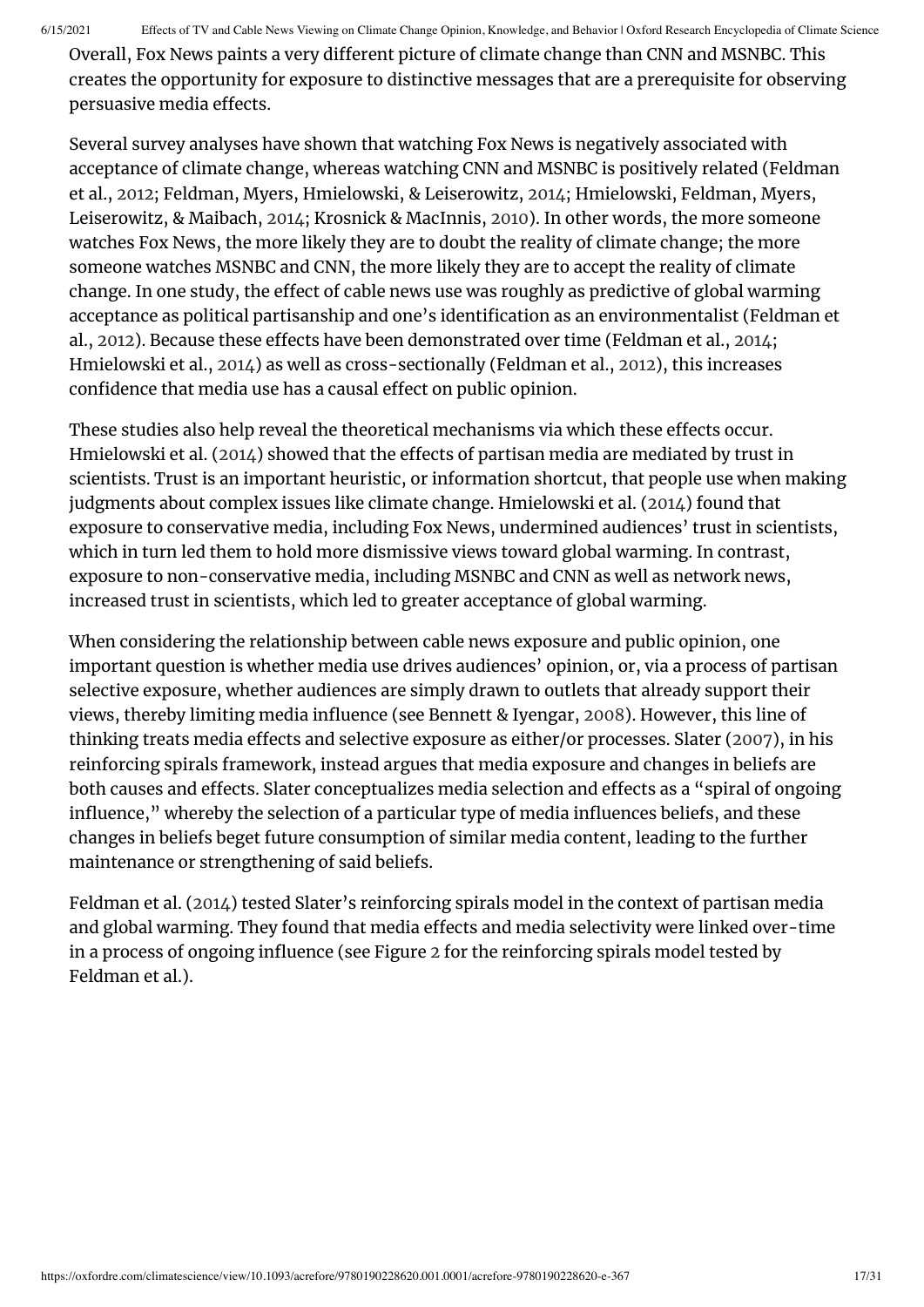Overall, Fox News paints a very different picture of climate change than CNN and MSNBC. This creates the opportunity for exposure to distinctive messages that are a prerequisite for observing persuasive media effects.

Several survey analyses have shown that watching Fox News is negatively associated with acceptance of climate change, whereas watching CNN and MSNBC is positively related (Feldman et al., 2012; Feldman, Myers, Hmielowski, & Leiserowitz, 2014; Hmielowski, Feldman, Myers, Leiserowitz, & Maibach, 2014; Krosnick & MacInnis, 2010). In other words, the more someone watches Fox News, the more likely they are to doubt the reality of climate change; the more someone watches MSNBC and CNN, the more likely they are to accept the reality of climate change. In one study, the effect of cable news use was roughly as predictive of global warming acceptance as political partisanship and one's identification as an environmentalist (Feldman et al., 2012). Because these effects have been demonstrated over time (Feldman et al., 2014; Hmielowski et al., 2014) as well as cross-sectionally (Feldman et al., 2012), this increases confidence that media use has a causal effect on public opinion.

These studies also help reveal the theoretical mechanisms via which these effects occur. Hmielowski et al. (2014) showed that the effects of partisan media are mediated by trust in scientists. Trust is an important heuristic, or information shortcut, that people use when making judgments about complex issues like climate change. Hmielowski et al. (2014) found that exposure to conservative media, including Fox News, undermined audiences' trust in scientists, which in turn led them to hold more dismissive views toward global warming. In contrast, exposure to non-conservative media, including MSNBC and CNN as well as network news, increased trust in scientists, which led to greater acceptance of global warming.

When considering the relationship between cable news exposure and public opinion, one important question is whether media use drives audiences' opinion, or, via a process of partisan selective exposure, whether audiences are simply drawn to outlets that already support their views, thereby limiting media influence (see Bennett & Iyengar, 2008). However, this line of thinking treats media effects and selective exposure as either/or processes. Slater (2007), in his reinforcing spirals framework, instead argues that media exposure and changes in beliefs are both causes and effects. Slater conceptualizes media selection and effects as a "spiral of ongoing influence," whereby the selection of a particular type of media influences beliefs, and these changes in beliefs beget future consumption of similar media content, leading to the further maintenance or strengthening of said beliefs.

Feldman et al. (2014) tested Slater's reinforcing spirals model in the context of partisan media and global warming. They found that media effects and media selectivity were linked over-time in a process of ongoing influence (see Figure 2 for the reinforcing spirals model tested by Feldman et al.).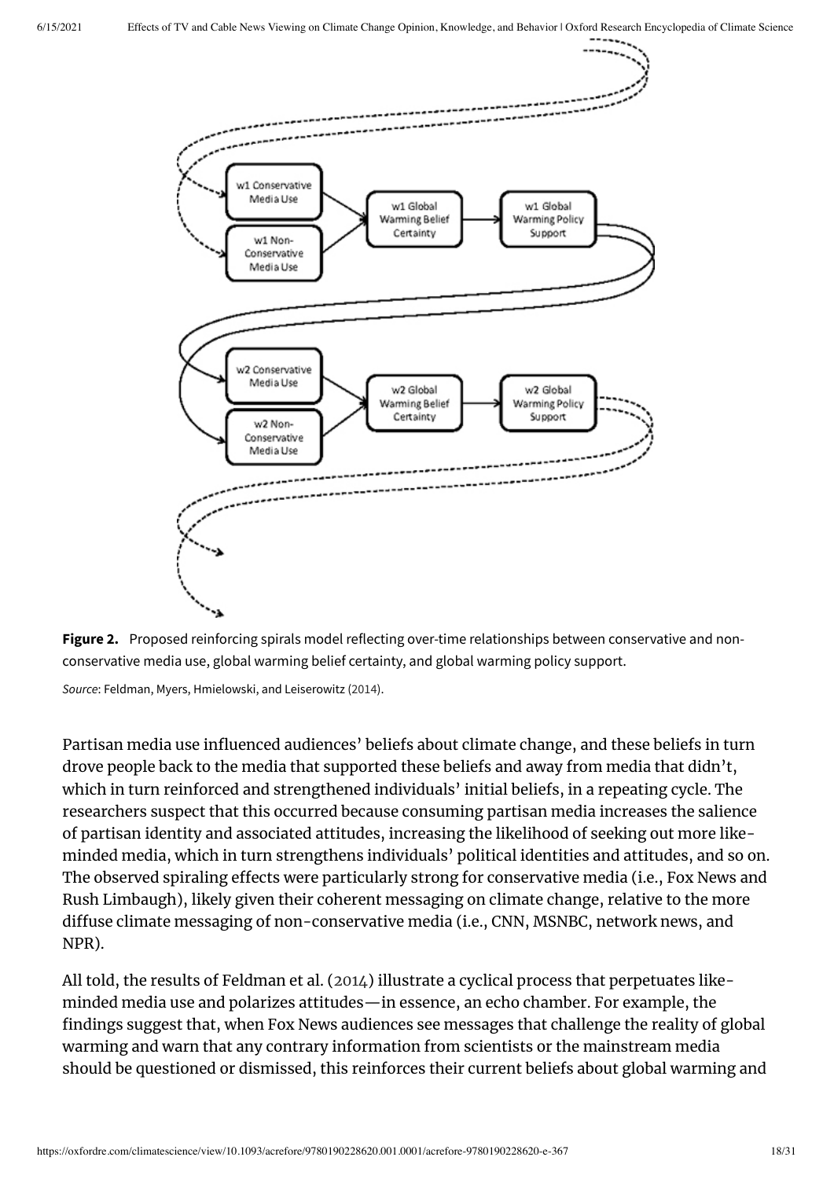**Figure 2.** Proposed reinforcing spirals model reflecting over-time relationships between conservative and non-conservative media use, global warming belief certainty, and global warming policy support.

*Source*: Feldman, Myers, Hmielowski, and Leiserowitz (2014).

Partisan media use influenced audiences' beliefs about climate change, and these beliefs in turn drove people back to the media that supported these beliefs and away from media that didn't, which in turn reinforced and strengthened individuals' initial beliefs, in a repeating cycle. The researchers suspect that this occurred because consuming partisan media increases the salience of partisan identity and associated attitudes, increasing the likelihood of seeking out more like-minded media, which in turn strengthens individuals' political identities and attitudes, and so on. The observed spiraling effects were particularly strong for conservative media (i.e., Fox News and Rush Limbaugh), likely given their coherent messaging on climate change, relative to the more diffuse climate messaging of non-conservative media (i.e., CNN, MSNBC, network news, and NPR).

All told, the results of Feldman et al. (2014) illustrate a cyclical process that perpetuates like-minded media use and polarizes attitudes—in essence, an echo chamber. For example, the findings suggest that, when Fox News audiences see messages that challenge the reality of global warming and warn that any contrary information from scientists or the mainstream media should be questioned or dismissed, this reinforces their current beliefs about global warming and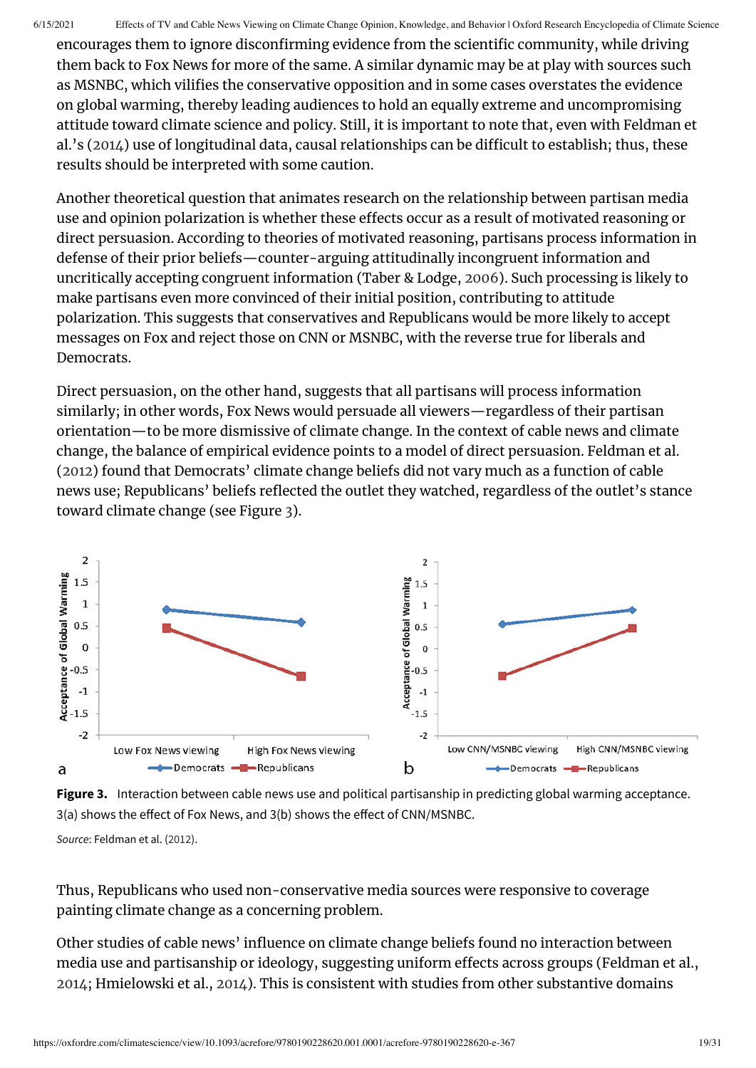encourages them to ignore disconfirming evidence from the scientific community, while driving them back to Fox News for more of the same. A similar dynamic may be at play with sources such as MSNBC, which vilifies the conservative opposition and in some cases overstates the evidence on global warming, thereby leading audiences to hold an equally extreme and uncompromising attitude toward climate science and policy. Still, it is important to note that, even with Feldman et al.'s (2014) use of longitudinal data, causal relationships can be difficult to establish; thus, these results should be interpreted with some caution.

Another theoretical question that animates research on the relationship between partisan media use and opinion polarization is whether these effects occur as a result of motivated reasoning or direct persuasion. According to theories of motivated reasoning, partisans process information in defense of their prior beliefs—counter-arguing attitudinally incongruent information and uncritically accepting congruent information (Taber & Lodge, 2006). Such processing is likely to make partisans even more convinced of their initial position, contributing to attitude polarization. This suggests that conservatives and Republicans would be more likely to accept messages on Fox and reject those on CNN or MSNBC, with the reverse true for liberals and Democrats.

Direct persuasion, on the other hand, suggests that all partisans will process information similarly; in other words, Fox News would persuade all viewers—regardless of their partisan orientation—to be more dismissive of climate change. In the context of cable news and climate change, the balance of empirical evidence points to a model of direct persuasion. Feldman et al. (2012) found that Democrats' climate change beliefs did not vary much as a function of cable news use; Republicans' beliefs reflected the outlet they watched, regardless of the outlet's stance toward climate change (see Figure 3).

**Figure 3.** Interaction between cable news use and political partisanship in predicting global warming acceptance. 3(a) shows the effect of Fox News, and 3(b) shows the effect of CNN/MSNBC.

*Source*: Feldman et al. (2012).

Thus, Republicans who used non-conservative media sources were responsive to coverage painting climate change as a concerning problem.

Other studies of cable news' influence on climate change beliefs found no interaction between media use and partisanship or ideology, suggesting uniform effects across groups (Feldman et al., 2014; Hmielowski et al., 2014). This is consistent with studies from other substantive domains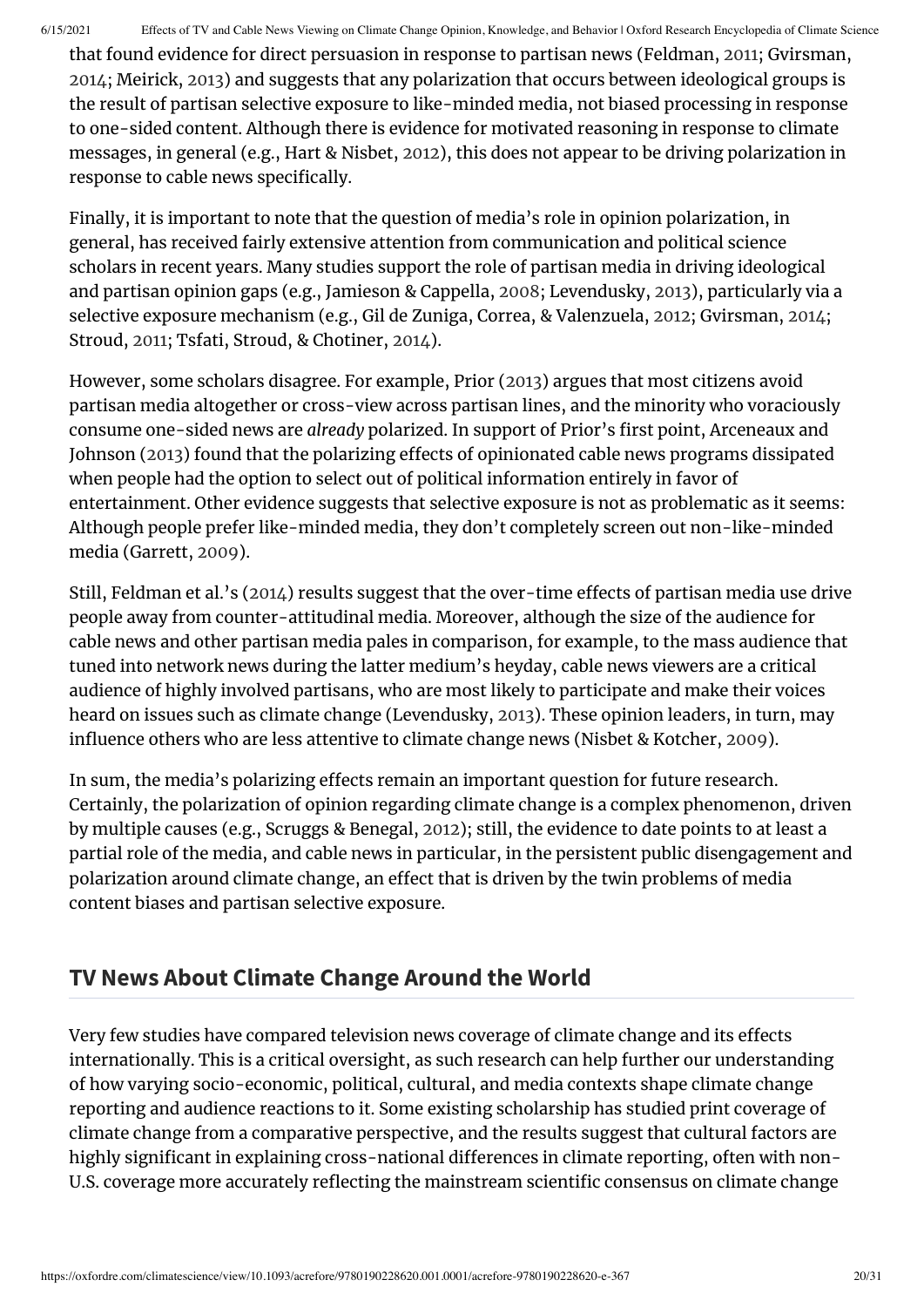that found evidence for direct persuasion in response to partisan news (Feldman, 2011; Gvirsman, 2014; Meirick, 2013) and suggests that any polarization that occurs between ideological groups is the result of partisan selective exposure to like-minded media, not biased processing in response to one-sided content. Although there is evidence for motivated reasoning in response to climate messages, in general (e.g., Hart & Nisbet, 2012), this does not appear to be driving polarization in response to cable news specifically.

Finally, it is important to note that the question of media's role in opinion polarization, in general, has received fairly extensive attention from communication and political science scholars in recent years. Many studies support the role of partisan media in driving ideological and partisan opinion gaps (e.g., Jamieson & Cappella, 2008; Levendusky, 2013), particularly via a selective exposure mechanism (e.g., Gil de Zuniga, Correa, & Valenzuela, 2012; Gvirsman, 2014; Stroud, 2011; Tsfati, Stroud, & Chotiner, 2014).

However, some scholars disagree. For example, Prior (2013) argues that most citizens avoid partisan media altogether or cross-view across partisan lines, and the minority who voraciously consume one-sided news are *already* polarized. In support of Prior's first point, Arceneaux and Johnson (2013) found that the polarizing effects of opinionated cable news programs dissipated when people had the option to select out of political information entirely in favor of entertainment. Other evidence suggests that selective exposure is not as problematic as it seems: Although people prefer like-minded media, they don't completely screen out non-like-minded media (Garrett, 2009).

Still, Feldman et al.'s (2014) results suggest that the over-time effects of partisan media use drive people away from counter-attitudinal media. Moreover, although the size of the audience for cable news and other partisan media pales in comparison, for example, to the mass audience that tuned into network news during the latter medium's heyday, cable news viewers are a critical audience of highly involved partisans, who are most likely to participate and make their voices heard on issues such as climate change (Levendusky, 2013). These opinion leaders, in turn, may influence others who are less attentive to climate change news (Nisbet & Kotcher, 2009).

In sum, the media's polarizing effects remain an important question for future research. Certainly, the polarization of opinion regarding climate change is a complex phenomenon, driven by multiple causes (e.g., Scruggs & Benegal, 2012); still, the evidence to date points to at least a partial role of the media, and cable news in particular, in the persistent public disengagement and polarization around climate change, an effect that is driven by the twin problems of media content biases and partisan selective exposure.

## TV News About Climate Change Around the World

Very few studies have compared television news coverage of climate change and its effects internationally. This is a critical oversight, as such research can help further our understanding of how varying socio-economic, political, cultural, and media contexts shape climate change reporting and audience reactions to it. Some existing scholarship has studied print coverage of climate change from a comparative perspective, and the results suggest that cultural factors are highly significant in explaining cross-national differences in climate reporting, often with non-U.S. coverage more accurately reflecting the mainstream scientific consensus on climate change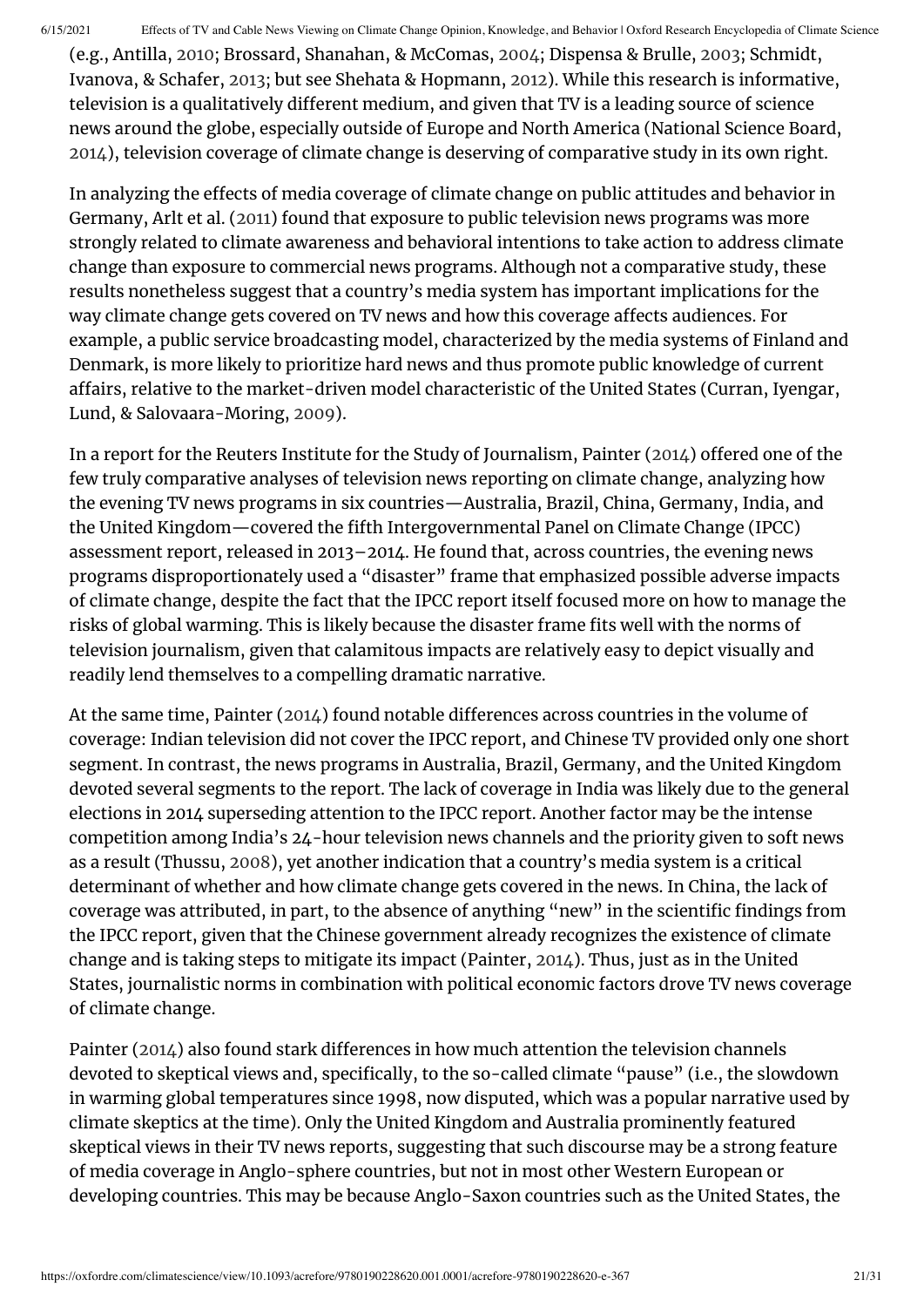(e.g., Antilla, 2010; Brossard, Shanahan, & McComas, 2004; Dispensa & Brulle, 2003; Schmidt, Ivanova, & Schafer, 2013; but see Shehata & Hopmann, 2012). While this research is informative, television is a qualitatively different medium, and given that TV is a leading source of science news around the globe, especially outside of Europe and North America (National Science Board, 2014), television coverage of climate change is deserving of comparative study in its own right.

In analyzing the effects of media coverage of climate change on public attitudes and behavior in Germany, Arlt et al. (2011) found that exposure to public television news programs was more strongly related to climate awareness and behavioral intentions to take action to address climate change than exposure to commercial news programs. Although not a comparative study, these results nonetheless suggest that a country's media system has important implications for the way climate change gets covered on TV news and how this coverage affects audiences. For example, a public service broadcasting model, characterized by the media systems of Finland and Denmark, is more likely to prioritize hard news and thus promote public knowledge of current affairs, relative to the market-driven model characteristic of the United States (Curran, Iyengar, Lund, & Salovaara-Moring, 2009).

In a report for the Reuters Institute for the Study of Journalism, Painter (2014) offered one of the few truly comparative analyses of television news reporting on climate change, analyzing how the evening TV news programs in six countries—Australia, Brazil, China, Germany, India, and the United Kingdom—covered the fifth Intergovernmental Panel on Climate Change (IPCC) assessment report, released in 2013–2014. He found that, across countries, the evening news programs disproportionately used a "disaster" frame that emphasized possible adverse impacts of climate change, despite the fact that the IPCC report itself focused more on how to manage the risks of global warming. This is likely because the disaster frame fits well with the norms of television journalism, given that calamitous impacts are relatively easy to depict visually and readily lend themselves to a compelling dramatic narrative.

At the same time, Painter (2014) found notable differences across countries in the volume of coverage: Indian television did not cover the IPCC report, and Chinese TV provided only one short segment. In contrast, the news programs in Australia, Brazil, Germany, and the United Kingdom devoted several segments to the report. The lack of coverage in India was likely due to the general elections in 2014 superseding attention to the IPCC report. Another factor may be the intense competition among India's 24-hour television news channels and the priority given to soft news as a result (Thussu, 2008), yet another indication that a country's media system is a critical determinant of whether and how climate change gets covered in the news. In China, the lack of coverage was attributed, in part, to the absence of anything "new" in the scientific findings from the IPCC report, given that the Chinese government already recognizes the existence of climate change and is taking steps to mitigate its impact (Painter, 2014). Thus, just as in the United States, journalistic norms in combination with political economic factors drove TV news coverage of climate change.

Painter (2014) also found stark differences in how much attention the television channels devoted to skeptical views and, specifically, to the so-called climate "pause" (i.e., the slowdown in warming global temperatures since 1998, now disputed, which was a popular narrative used by climate skeptics at the time). Only the United Kingdom and Australia prominently featured skeptical views in their TV news reports, suggesting that such discourse may be a strong feature of media coverage in Anglo-sphere countries, but not in most other Western European or developing countries. This may be because Anglo-Saxon countries such as the United States, the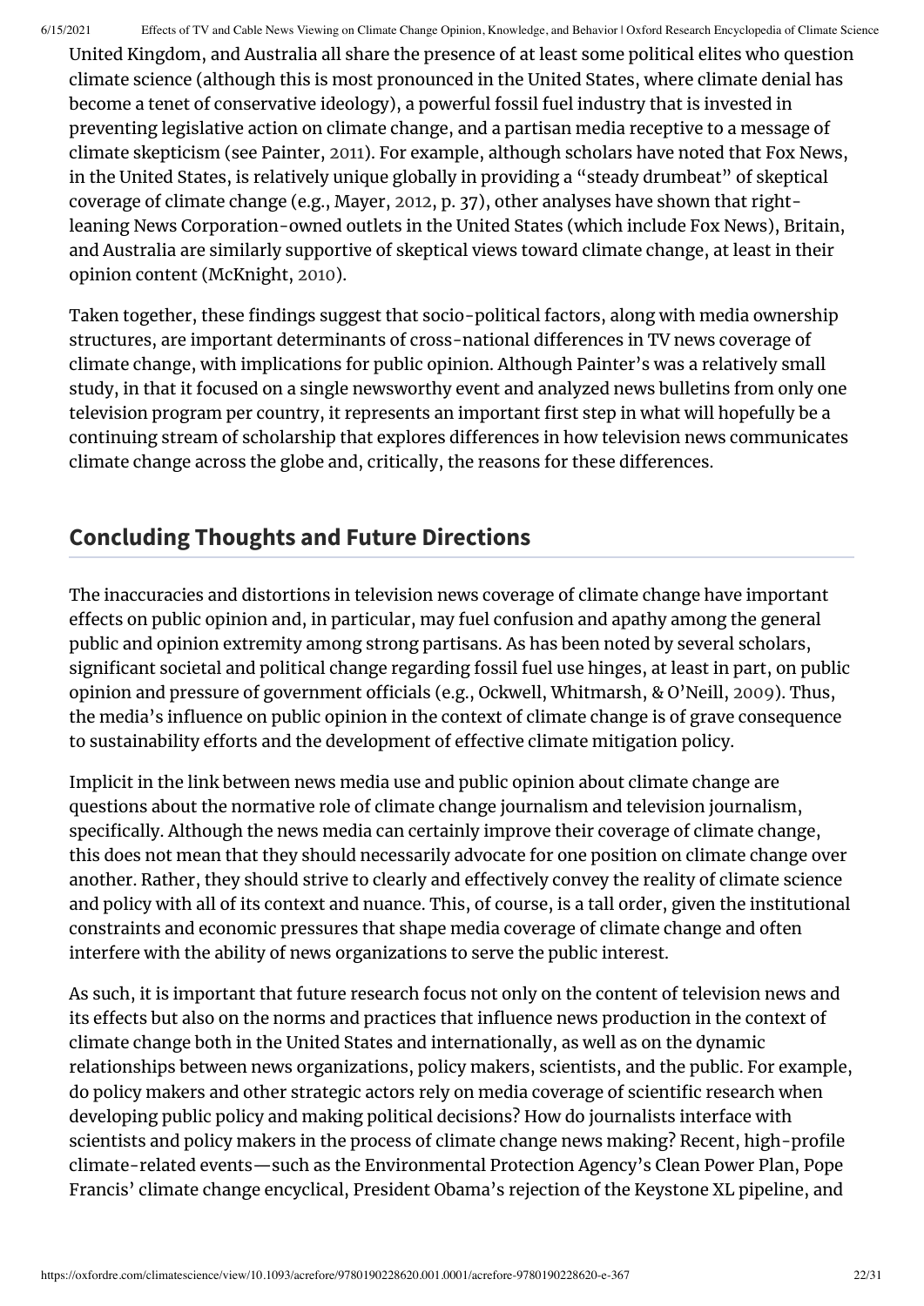United Kingdom, and Australia all share the presence of at least some political elites who question climate science (although this is most pronounced in the United States, where climate denial has become a tenet of conservative ideology), a powerful fossil fuel industry that is invested in preventing legislative action on climate change, and a partisan media receptive to a message of climate skepticism (see Painter, 2011). For example, although scholars have noted that Fox News, in the United States, is relatively unique globally in providing a "steady drumbeat" of skeptical coverage of climate change (e.g., Mayer, 2012, p. 37), other analyses have shown that right-leaning News Corporation-owned outlets in the United States (which include Fox News), Britain, and Australia are similarly supportive of skeptical views toward climate change, at least in their opinion content (McKnight, 2010).

Taken together, these findings suggest that socio-political factors, along with media ownership structures, are important determinants of cross-national differences in TV news coverage of climate change, with implications for public opinion. Although Painter's was a relatively small study, in that it focused on a single newsworthy event and analyzed news bulletins from only one television program per country, it represents an important first step in what will hopefully be a continuing stream of scholarship that explores differences in how television news communicates climate change across the globe and, critically, the reasons for these differences.

## Concluding Thoughts and Future Directions

The inaccuracies and distortions in television news coverage of climate change have important effects on public opinion and, in particular, may fuel confusion and apathy among the general public and opinion extremity among strong partisans. As has been noted by several scholars, significant societal and political change regarding fossil fuel use hinges, at least in part, on public opinion and pressure of government officials (e.g., Ockwell, Whitmarsh, & O'Neill, 2009). Thus, the media's influence on public opinion in the context of climate change is of grave consequence to sustainability efforts and the development of effective climate mitigation policy.

Implicit in the link between news media use and public opinion about climate change are questions about the normative role of climate change journalism and television journalism, specifically. Although the news media can certainly improve their coverage of climate change, this does not mean that they should necessarily advocate for one position on climate change over another. Rather, they should strive to clearly and effectively convey the reality of climate science and policy with all of its context and nuance. This, of course, is a tall order, given the institutional constraints and economic pressures that shape media coverage of climate change and often interfere with the ability of news organizations to serve the public interest.

As such, it is important that future research focus not only on the content of television news and its effects but also on the norms and practices that influence news production in the context of climate change both in the United States and internationally, as well as on the dynamic relationships between news organizations, policy makers, scientists, and the public. For example, do policy makers and other strategic actors rely on media coverage of scientific research when developing public policy and making political decisions? How do journalists interface with scientists and policy makers in the process of climate change news making? Recent, high-profile climate-related events—such as the Environmental Protection Agency's Clean Power Plan, Pope Francis' climate change encyclical, President Obama's rejection of the Keystone XL pipeline, and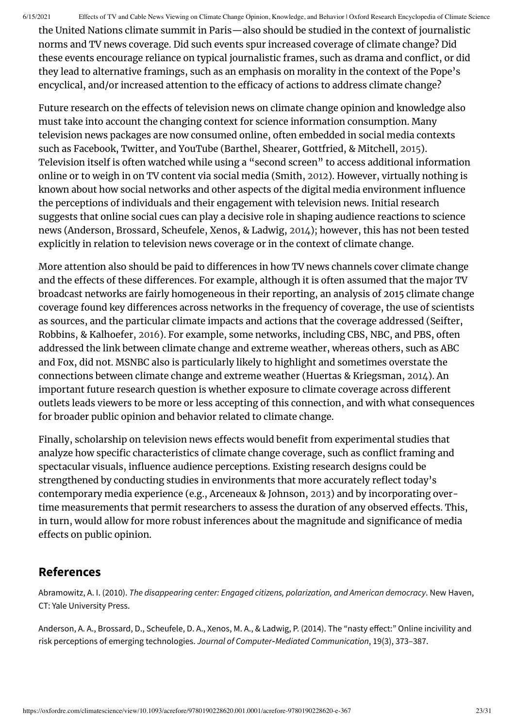the United Nations climate summit in Paris—also should be studied in the context of journalistic norms and TV news coverage. Did such events spur increased coverage of climate change? Did these events encourage reliance on typical journalistic frames, such as drama and conflict, or did they lead to alternative framings, such as an emphasis on morality in the context of the Pope's encyclical, and/or increased attention to the efficacy of actions to address climate change?

Future research on the effects of television news on climate change opinion and knowledge also must take into account the changing context for science information consumption. Many television news packages are now consumed online, often embedded in social media contexts such as Facebook, Twitter, and YouTube (Barthel, Shearer, Gottfried, & Mitchell, 2015). Television itself is often watched while using a "second screen" to access additional information online or to weigh in on TV content via social media (Smith, 2012). However, virtually nothing is known about how social networks and other aspects of the digital media environment influence the perceptions of individuals and their engagement with television news. Initial research suggests that online social cues can play a decisive role in shaping audience reactions to science news (Anderson, Brossard, Scheufele, Xenos, & Ladwig, 2014); however, this has not been tested explicitly in relation to television news coverage or in the context of climate change.

More attention also should be paid to differences in how TV news channels cover climate change and the effects of these differences. For example, although it is often assumed that the major TV broadcast networks are fairly homogeneous in their reporting, an analysis of 2015 climate change coverage found key differences across networks in the frequency of coverage, the use of scientists as sources, and the particular climate impacts and actions that the coverage addressed (Seifter, Robbins, & Kalhoefer, 2016). For example, some networks, including CBS, NBC, and PBS, often addressed the link between climate change and extreme weather, whereas others, such as ABC and Fox, did not. MSNBC also is particularly likely to highlight and sometimes overstate the connections between climate change and extreme weather (Huertas & Kriegsman, 2014). An important future research question is whether exposure to climate coverage across different outlets leads viewers to be more or less accepting of this connection, and with what consequences for broader public opinion and behavior related to climate change.

Finally, scholarship on television news effects would benefit from experimental studies that analyze how specific characteristics of climate change coverage, such as conflict framing and spectacular visuals, influence audience perceptions. Existing research designs could be strengthened by conducting studies in environments that more accurately reflect today's contemporary media experience (e.g., Arceneaux & Johnson, 2013) and by incorporating over-time measurements that permit researchers to assess the duration of any observed effects. This, in turn, would allow for more robust inferences about the magnitude and significance of media effects on public opinion.

## References

Abramowitz, A. I. (2010). *The disappearing center: Engaged citizens, polarization, and American democracy*. New Haven, CT: Yale University Press.

Anderson, A. A., Brossard, D., Scheufele, D. A., Xenos, M. A., & Ladwig, P. (2014). The "nasty effect:" Online incivility and risk perceptions of emerging technologies. *Journal of Computer-Mediated Communication*, 19(3), 373–387.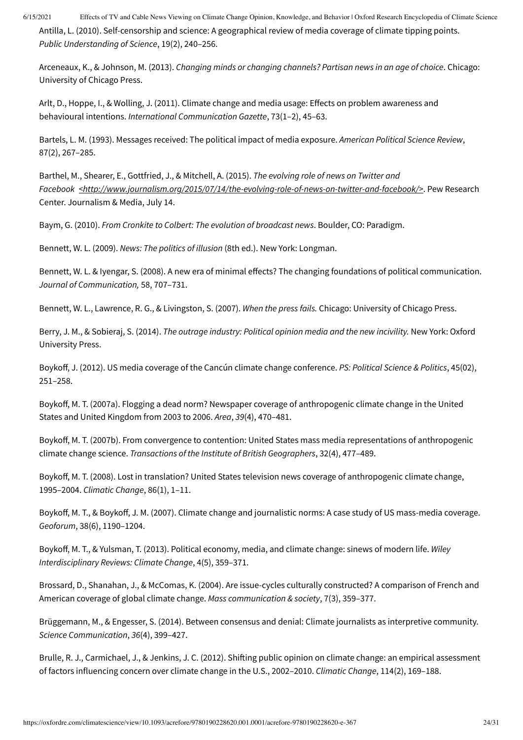Antilla, L. (2010). Self-censorship and science: A geographical review of media coverage of climate tipping points. *Public Understanding of Science*, 19(2), 240–256.

Arceneaux, K., & Johnson, M. (2013). *Changing minds or changing channels? Partisan news in an age of choice*. Chicago: University of Chicago Press.

Arlt, D., Hoppe, I., & Wolling, J. (2011). Climate change and media usage: Effects on problem awareness and behavioural intentions. *International Communication Gazette*, 73(1–2), 45–63.

Bartels, L. M. (1993). Messages received: The political impact of media exposure. *American Political Science Review*, 87(2), 267–285.

Barthel, M., Shearer, E., Gottfried, J., & Mitchell, A. (2015). *The evolving role of news on Twitter and Facebook* <http://www.journalism.org/2015/07/14/the-evolving-role-of-news-on-twitter-and-facebook/>. Pew Research Center. Journalism & Media, July 14.

Baym, G. (2010). *From Cronkite to Colbert: The evolution of broadcast news*. Boulder, CO: Paradigm.

Bennett, W. L. (2009). *News: The politics of illusion* (8th ed.). New York: Longman.

Bennett, W. L. & Iyengar, S. (2008). A new era of minimal effects? The changing foundations of political communication. *Journal of Communication,* 58, 707–731.

Bennett, W. L., Lawrence, R. G., & Livingston, S. (2007). *When the press fails.* Chicago: University of Chicago Press.

Berry, J. M., & Sobieraj, S. (2014). *The outrage industry: Political opinion media and the new incivility.* New York: Oxford University Press.

Boykoff, J. (2012). US media coverage of the Cancún climate change conference. *PS: Political Science & Politics*, 45(02), 251–258.

Boykoff, M. T. (2007a). Flogging a dead norm? Newspaper coverage of anthropogenic climate change in the United States and United Kingdom from 2003 to 2006. *Area*, *39*(4), 470–481.

Boykoff, M. T. (2007b). From convergence to contention: United States mass media representations of anthropogenic climate change science. *Transactions of the Institute of British Geographers*, 32(4), 477–489.

Boykoff, M. T. (2008). Lost in translation? United States television news coverage of anthropogenic climate change, 1995–2004. *Climatic Change*, 86(1), 1–11.

Boykoff, M. T., & Boykoff, J. M. (2007). Climate change and journalistic norms: A case study of US mass-media coverage. *Geoforum*, 38(6), 1190–1204.

Boykoff, M. T., & Yulsman, T. (2013). Political economy, media, and climate change: sinews of modern life. *Wiley Interdisciplinary Reviews: Climate Change*, 4(5), 359–371.

Brossard, D., Shanahan, J., & McComas, K. (2004). Are issue-cycles culturally constructed? A comparison of French and American coverage of global climate change. *Mass communication & society*, 7(3), 359–377.

Brüggemann, M., & Engesser, S. (2014). Between consensus and denial: Climate journalists as interpretive community. *Science Communication*, *36*(4), 399–427.

Brulle, R. J., Carmichael, J., & Jenkins, J. C. (2012). Shifting public opinion on climate change: an empirical assessment of factors influencing concern over climate change in the U.S., 2002–2010. *Climatic Change*, 114(2), 169–188.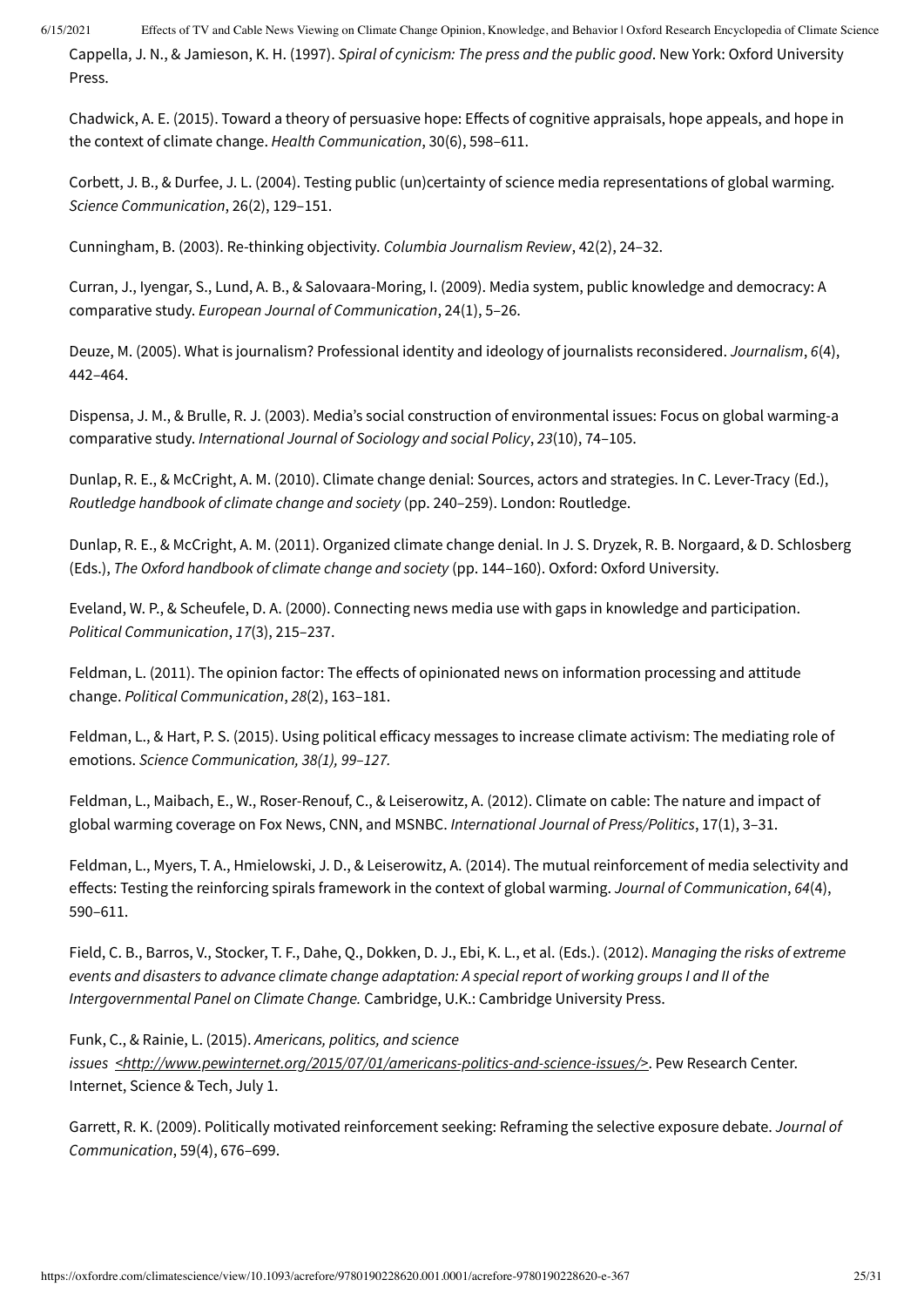Cappella, J. N., & Jamieson, K. H. (1997). *Spiral of cynicism: The press and the public good*. New York: Oxford University Press.

Chadwick, A. E. (2015). Toward a theory of persuasive hope: Effects of cognitive appraisals, hope appeals, and hope in the context of climate change. *Health Communication*, 30(6), 598–611.

Corbett, J. B., & Durfee, J. L. (2004). Testing public (un)certainty of science media representations of global warming. *Science Communication*, 26(2), 129–151.

Cunningham, B. (2003). Re-thinking objectivity. *Columbia Journalism Review*, 42(2), 24–32.

Curran, J., Iyengar, S., Lund, A. B., & Salovaara-Moring, I. (2009). Media system, public knowledge and democracy: A comparative study. *European Journal of Communication*, 24(1), 5–26.

Deuze, M. (2005). What is journalism? Professional identity and ideology of journalists reconsidered. *Journalism*, *6*(4), 442–464.

Dispensa, J. M., & Brulle, R. J. (2003). Media's social construction of environmental issues: Focus on global warming-a comparative study. *International Journal of Sociology and social Policy*, *23*(10), 74–105.

Dunlap, R. E., & McCright, A. M. (2010). Climate change denial: Sources, actors and strategies. In C. Lever-Tracy (Ed.), *Routledge handbook of climate change and society* (pp. 240–259). London: Routledge.

Dunlap, R. E., & McCright, A. M. (2011). Organized climate change denial. In J. S. Dryzek, R. B. Norgaard, & D. Schlosberg (Eds.), *The Oxford handbook of climate change and society* (pp. 144–160). Oxford: Oxford University.

Eveland, W. P., & Scheufele, D. A. (2000). Connecting news media use with gaps in knowledge and participation. *Political Communication*, *17*(3), 215–237.

Feldman, L. (2011). The opinion factor: The effects of opinionated news on information processing and attitude change. *Political Communication*, *28*(2), 163–181.

Feldman, L., & Hart, P. S. (2015). Using political efficacy messages to increase climate activism: The mediating role of emotions. *Science Communication, 38(1), 99–127.*

Feldman, L., Maibach, E., W., Roser-Renouf, C., & Leiserowitz, A. (2012). Climate on cable: The nature and impact of global warming coverage on Fox News, CNN, and MSNBC. *International Journal of Press/Politics*, 17(1), 3–31.

Feldman, L., Myers, T. A., Hmielowski, J. D., & Leiserowitz, A. (2014). The mutual reinforcement of media selectivity and effects: Testing the reinforcing spirals framework in the context of global warming. *Journal of Communication*, *64*(4), 590–611.

Field, C. B., Barros, V., Stocker, T. F., Dahe, Q., Dokken, D. J., Ebi, K. L., et al. (Eds.). (2012). *Managing the risks of extreme events and disasters to advance climate change adaptation: A special report of working groups I and II of the Intergovernmental Panel on Climate Change.* Cambridge, U.K.: Cambridge University Press.

Funk, C., & Rainie, L. (2015). *Americans, politics, and science issues* <http://www.pewinternet.org/2015/07/01/americans-politics-and-science-issues/>. Pew Research Center. Internet, Science & Tech, July 1.

Garrett, R. K. (2009). Politically motivated reinforcement seeking: Reframing the selective exposure debate. *Journal of Communication*, 59(4), 676–699.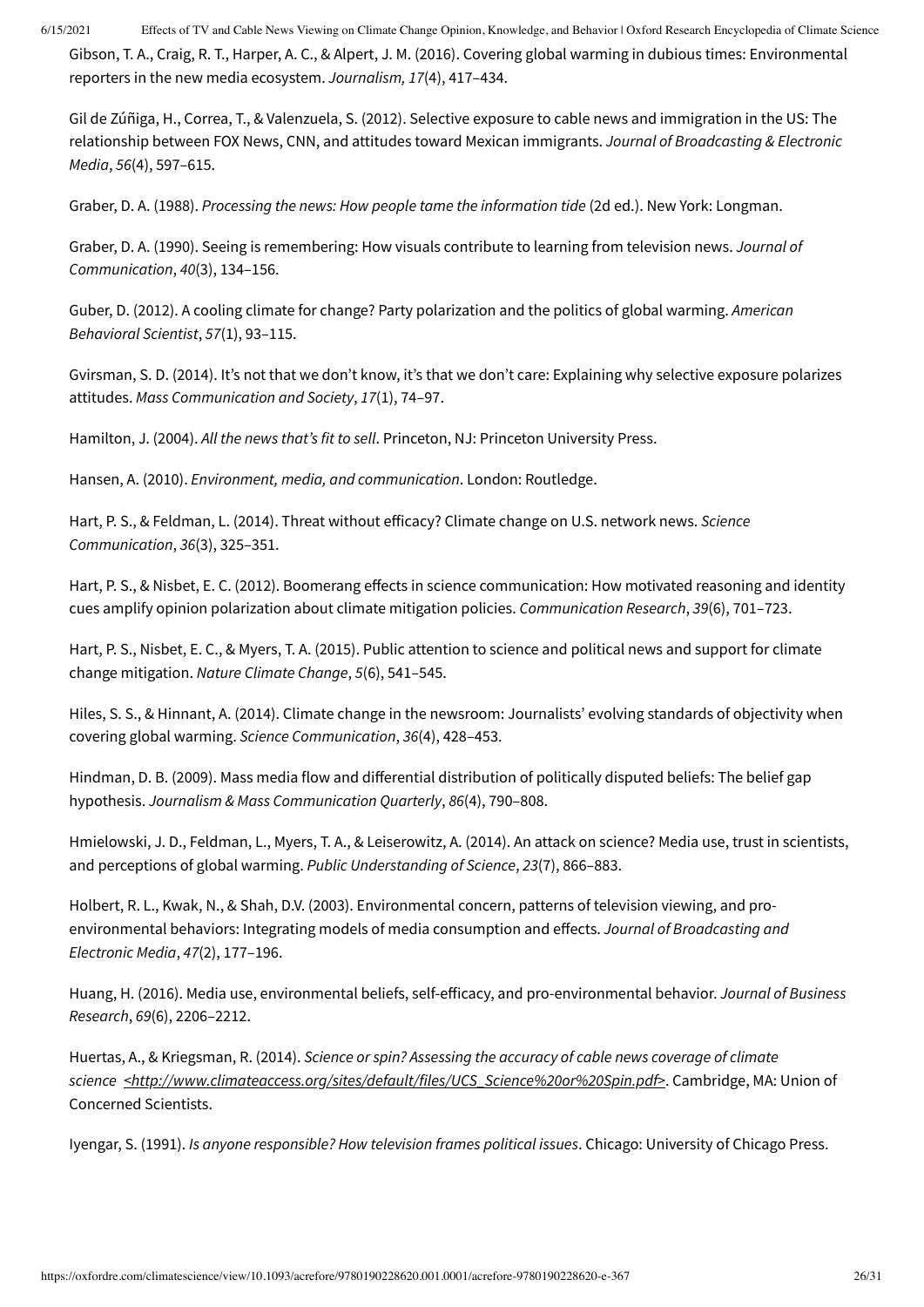Gibson, T. A., Craig, R. T., Harper, A. C., & Alpert, J. M. (2016). Covering global warming in dubious times: Environmental reporters in the new media ecosystem. *Journalism, 17*(4), 417–434.

Gil de Zúñiga, H., Correa, T., & Valenzuela, S. (2012). Selective exposure to cable news and immigration in the US: The relationship between FOX News, CNN, and attitudes toward Mexican immigrants. *Journal of Broadcasting & Electronic Media*, *56*(4), 597–615.

Graber, D. A. (1988). *Processing the news: How people tame the information tide* (2d ed.). New York: Longman.

Graber, D. A. (1990). Seeing is remembering: How visuals contribute to learning from television news. *Journal of Communication*, *40*(3), 134–156.

Guber, D. (2012). A cooling climate for change? Party polarization and the politics of global warming. *American Behavioral Scientist*, *57*(1), 93–115.

Gvirsman, S. D. (2014). It's not that we don't know, it's that we don't care: Explaining why selective exposure polarizes attitudes. *Mass Communication and Society*, *17*(1), 74–97.

Hamilton, J. (2004). *All the news that's fit to sell*. Princeton, NJ: Princeton University Press.

Hansen, A. (2010). *Environment, media, and communication*. London: Routledge.

Hart, P. S., & Feldman, L. (2014). Threat without efficacy? Climate change on U.S. network news. *Science Communication*, *36*(3), 325–351.

Hart, P. S., & Nisbet, E. C. (2012). Boomerang effects in science communication: How motivated reasoning and identity cues amplify opinion polarization about climate mitigation policies. *Communication Research*, *39*(6), 701–723.

Hart, P. S., Nisbet, E. C., & Myers, T. A. (2015). Public attention to science and political news and support for climate change mitigation. *Nature Climate Change*, *5*(6), 541–545.

Hiles, S. S., & Hinnant, A. (2014). Climate change in the newsroom: Journalists' evolving standards of objectivity when covering global warming. *Science Communication*, *36*(4), 428–453.

Hindman, D. B. (2009). Mass media flow and differential distribution of politically disputed beliefs: The belief gap hypothesis. *Journalism & Mass Communication Quarterly*, *86*(4), 790–808.

Hmielowski, J. D., Feldman, L., Myers, T. A., & Leiserowitz, A. (2014). An attack on science? Media use, trust in scientists, and perceptions of global warming. *Public Understanding of Science*, *23*(7), 866–883.

Holbert, R. L., Kwak, N., & Shah, D.V. (2003). Environmental concern, patterns of television viewing, and pro-environmental behaviors: Integrating models of media consumption and effects. *Journal of Broadcasting and Electronic Media*, *47*(2), 177–196.

Huang, H. (2016). Media use, environmental beliefs, self-efficacy, and pro-environmental behavior. *Journal of Business Research*, *69*(6), 2206–2212.

Huertas, A., & Kriegsman, R. (2014). *Science or spin? Assessing the accuracy of cable news coverage of climate science* <http://www.climateaccess.org/sites/default/files/UCS_Science%20or%20Spin.pdf>. Cambridge, MA: Union of Concerned Scientists.

Iyengar, S. (1991). *Is anyone responsible? How television frames political issues*. Chicago: University of Chicago Press.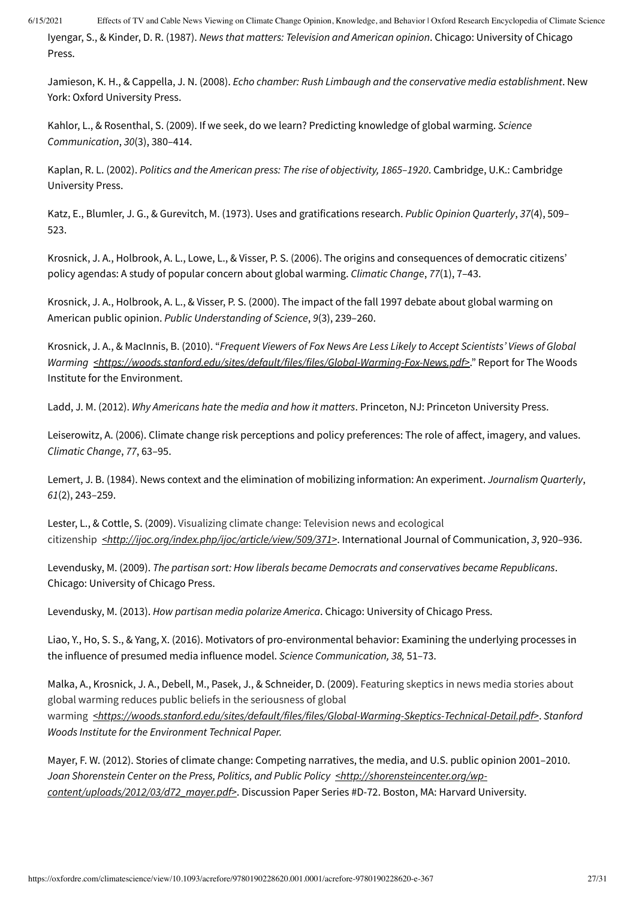Iyengar, S., & Kinder, D. R. (1987). *News that matters: Television and American opinion*. Chicago: University of Chicago Press.

Jamieson, K. H., & Cappella, J. N. (2008). *Echo chamber: Rush Limbaugh and the conservative media establishment*. New York: Oxford University Press.

Kahlor, L., & Rosenthal, S. (2009). If we seek, do we learn? Predicting knowledge of global warming. *Science Communication*, *30*(3), 380–414.

Kaplan, R. L. (2002). *Politics and the American press: The rise of objectivity, 1865–1920*. Cambridge, U.K.: Cambridge University Press.

Katz, E., Blumler, J. G., & Gurevitch, M. (1973). Uses and gratifications research. *Public Opinion Quarterly*, *37*(4), 509–523.

Krosnick, J. A., Holbrook, A. L., Lowe, L., & Visser, P. S. (2006). The origins and consequences of democratic citizens' policy agendas: A study of popular concern about global warming. *Climatic Change*, *77*(1), 7–43.

Krosnick, J. A., Holbrook, A. L., & Visser, P. S. (2000). The impact of the fall 1997 debate about global warming on American public opinion. *Public Understanding of Science*, *9*(3), 239–260.

Krosnick, J. A., & MacInnis, B. (2010). "*Frequent Viewers of Fox News Are Less Likely to Accept Scientists' Views of Global Warming <https://woods.stanford.edu/sites/default/files/files/Global-Warming-Fox-News.pdf>*." Report for The Woods Institute for the Environment.

Ladd, J. M. (2012). *Why Americans hate the media and how it matters*. Princeton, NJ: Princeton University Press.

Leiserowitz, A. (2006). Climate change risk perceptions and policy preferences: The role of affect, imagery, and values. *Climatic Change*, *77*, 63–95.

Lemert, J. B. (1984). News context and the elimination of mobilizing information: An experiment. *Journalism Quarterly*, *61*(2), 243–259.

Lester, L., & Cottle, S. (2009). Visualizing climate change: Television news and ecological citizenship <http://ijoc.org/index.php/ijoc/article/view/509/371>. International Journal of Communication, *3*, 920–936.

Levendusky, M. (2009). *The partisan sort: How liberals became Democrats and conservatives became Republicans*. Chicago: University of Chicago Press.

Levendusky, M. (2013). *How partisan media polarize America*. Chicago: University of Chicago Press.

Liao, Y., Ho, S. S., & Yang, X. (2016). Motivators of pro-environmental behavior: Examining the underlying processes in the influence of presumed media influence model. *Science Communication, 38,* 51–73.

Malka, A., Krosnick, J. A., Debell, M., Pasek, J., & Schneider, D. (2009). Featuring skeptics in news media stories about global warming reduces public beliefs in the seriousness of global warming <https://woods.stanford.edu/sites/default/files/files/Global-Warming-Skeptics-Technical-Detail.pdf>. *Stanford Woods Institute for the Environment Technical Paper.*

Mayer, F. W. (2012). Stories of climate change: Competing narratives, the media, and U.S. public opinion 2001–2010. *Joan Shorenstein Center on the Press, Politics, and Public Policy <http://shorensteincenter.org/wp-content/uploads/2012/03/d72_mayer.pdf>*. Discussion Paper Series #D-72. Boston, MA: Harvard University.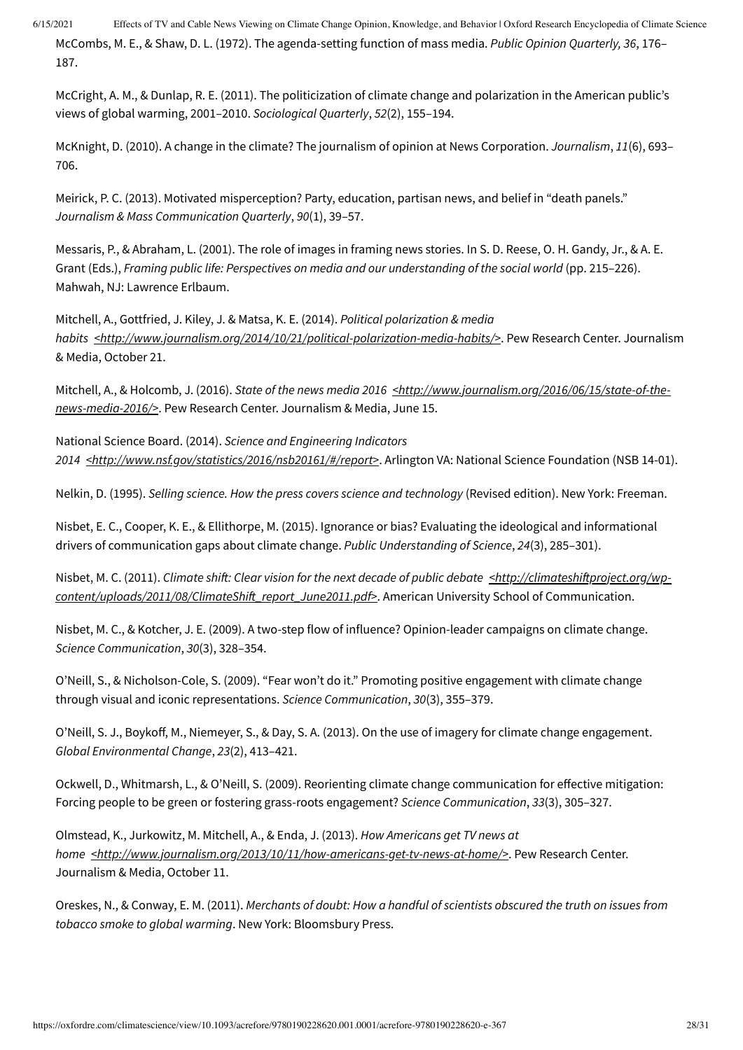McCombs, M. E., & Shaw, D. L. (1972). The agenda-setting function of mass media. *Public Opinion Quarterly, 36*, 176–187.

McCright, A. M., & Dunlap, R. E. (2011). The politicization of climate change and polarization in the American public's views of global warming, 2001–2010. *Sociological Quarterly*, *52*(2), 155–194.

McKnight, D. (2010). A change in the climate? The journalism of opinion at News Corporation. *Journalism*, *11*(6), 693–706.

Meirick, P. C. (2013). Motivated misperception? Party, education, partisan news, and belief in "death panels." *Journalism & Mass Communication Quarterly*, *90*(1), 39–57.

Messaris, P., & Abraham, L. (2001). The role of images in framing news stories. In S. D. Reese, O. H. Gandy, Jr., & A. E. Grant (Eds.), *Framing public life: Perspectives on media and our understanding of the social world* (pp. 215–226). Mahwah, NJ: Lawrence Erlbaum.

Mitchell, A., Gottfried, J. Kiley, J. & Matsa, K. E. (2014). *Political polarization & media habits* <http://www.journalism.org/2014/10/21/political-polarization-media-habits/>. Pew Research Center. Journalism & Media, October 21.

Mitchell, A., & Holcomb, J. (2016). *State of the news media 2016* <http://www.journalism.org/2016/06/15/state-of-the-news-media-2016/>. Pew Research Center. Journalism & Media, June 15.

National Science Board. (2014). *Science and Engineering Indicators 2014* <http://www.nsf.gov/statistics/2016/nsb20161/#/report>. Arlington VA: National Science Foundation (NSB 14-01).

Nelkin, D. (1995). *Selling science. How the press covers science and technology* (Revised edition). New York: Freeman.

Nisbet, E. C., Cooper, K. E., & Ellithorpe, M. (2015). Ignorance or bias? Evaluating the ideological and informational drivers of communication gaps about climate change. *Public Understanding of Science*, *24*(3), 285–301).

Nisbet, M. C. (2011). *Climate shift: Clear vision for the next decade of public debate* <http://climateshiftproject.org/wp-content/uploads/2011/08/ClimateShift_report_June2011.pdf>. American University School of Communication.

Nisbet, M. C., & Kotcher, J. E. (2009). A two-step flow of influence? Opinion-leader campaigns on climate change. *Science Communication*, *30*(3), 328–354.

O'Neill, S., & Nicholson-Cole, S. (2009). "Fear won't do it." Promoting positive engagement with climate change through visual and iconic representations. *Science Communication*, *30*(3), 355–379.

O'Neill, S. J., Boykoff, M., Niemeyer, S., & Day, S. A. (2013). On the use of imagery for climate change engagement. *Global Environmental Change*, *23*(2), 413–421.

Ockwell, D., Whitmarsh, L., & O'Neill, S. (2009). Reorienting climate change communication for effective mitigation: Forcing people to be green or fostering grass-roots engagement? *Science Communication*, *33*(3), 305–327.

Olmstead, K., Jurkowitz, M. Mitchell, A., & Enda, J. (2013). *How Americans get TV news at home* <http://www.journalism.org/2013/10/11/how-americans-get-tv-news-at-home/>. Pew Research Center. Journalism & Media, October 11.

Oreskes, N., & Conway, E. M. (2011). *Merchants of doubt: How a handful of scientists obscured the truth on issues from tobacco smoke to global warming*. New York: Bloomsbury Press.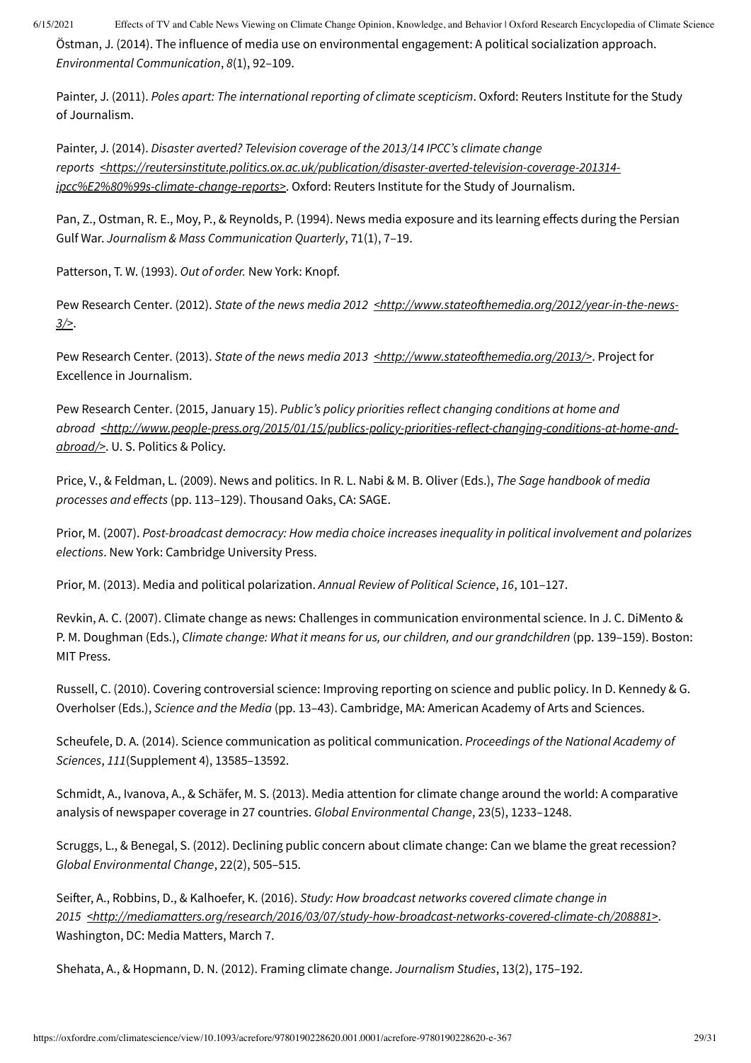Östman, J. (2014). The influence of media use on environmental engagement: A political socialization approach. *Environmental Communication*, *8*(1), 92–109.

Painter, J. (2011). *Poles apart: The international reporting of climate scepticism*. Oxford: Reuters Institute for the Study of Journalism.

Painter, J. (2014). *Disaster averted? Television coverage of the 2013/14 IPCC's climate change reports* <https://reutersinstitute.politics.ox.ac.uk/publication/disaster-averted-television-coverage-201314-ipcc%E2%80%99s-climate-change-reports>. Oxford: Reuters Institute for the Study of Journalism.

Pan, Z., Ostman, R. E., Moy, P., & Reynolds, P. (1994). News media exposure and its learning effects during the Persian Gulf War. *Journalism & Mass Communication Quarterly*, 71(1), 7–19.

Patterson, T. W. (1993). *Out of order.* New York: Knopf.

Pew Research Center. (2012). *State of the news media 2012* <http://www.stateofthemedia.org/2012/year-in-the-news-3/>.

Pew Research Center. (2013). *State of the news media 2013* <http://www.stateofthemedia.org/2013/>. Project for Excellence in Journalism.

Pew Research Center. (2015, January 15). *Public's policy priorities reflect changing conditions at home and abroad* <http://www.people-press.org/2015/01/15/publics-policy-priorities-reflect-changing-conditions-at-home-and-abroad/>. U. S. Politics & Policy.

Price, V., & Feldman, L. (2009). News and politics. In R. L. Nabi & M. B. Oliver (Eds.), *The Sage handbook of media processes and effects* (pp. 113–129). Thousand Oaks, CA: SAGE.

Prior, M. (2007). *Post-broadcast democracy: How media choice increases inequality in political involvement and polarizes elections*. New York: Cambridge University Press.

Prior, M. (2013). Media and political polarization. *Annual Review of Political Science*, *16*, 101–127.

Revkin, A. C. (2007). Climate change as news: Challenges in communication environmental science. In J. C. DiMento & P. M. Doughman (Eds.), *Climate change: What it means for us, our children, and our grandchildren* (pp. 139–159). Boston: MIT Press.

Russell, C. (2010). Covering controversial science: Improving reporting on science and public policy. In D. Kennedy & G. Overholser (Eds.), *Science and the Media* (pp. 13–43). Cambridge, MA: American Academy of Arts and Sciences.

Scheufele, D. A. (2014). Science communication as political communication. *Proceedings of the National Academy of Sciences*, *111*(Supplement 4), 13585–13592.

Schmidt, A., Ivanova, A., & Schäfer, M. S. (2013). Media attention for climate change around the world: A comparative analysis of newspaper coverage in 27 countries. *Global Environmental Change*, 23(5), 1233–1248.

Scruggs, L., & Benegal, S. (2012). Declining public concern about climate change: Can we blame the great recession? *Global Environmental Change*, 22(2), 505–515.

Seifter, A., Robbins, D., & Kalhoefer, K. (2016). *Study: How broadcast networks covered climate change in 2015* <http://mediamatters.org/research/2016/03/07/study-how-broadcast-networks-covered-climate-ch/208881>. Washington, DC: Media Matters, March 7.

Shehata, A., & Hopmann, D. N. (2012). Framing climate change. *Journalism Studies*, 13(2), 175–192.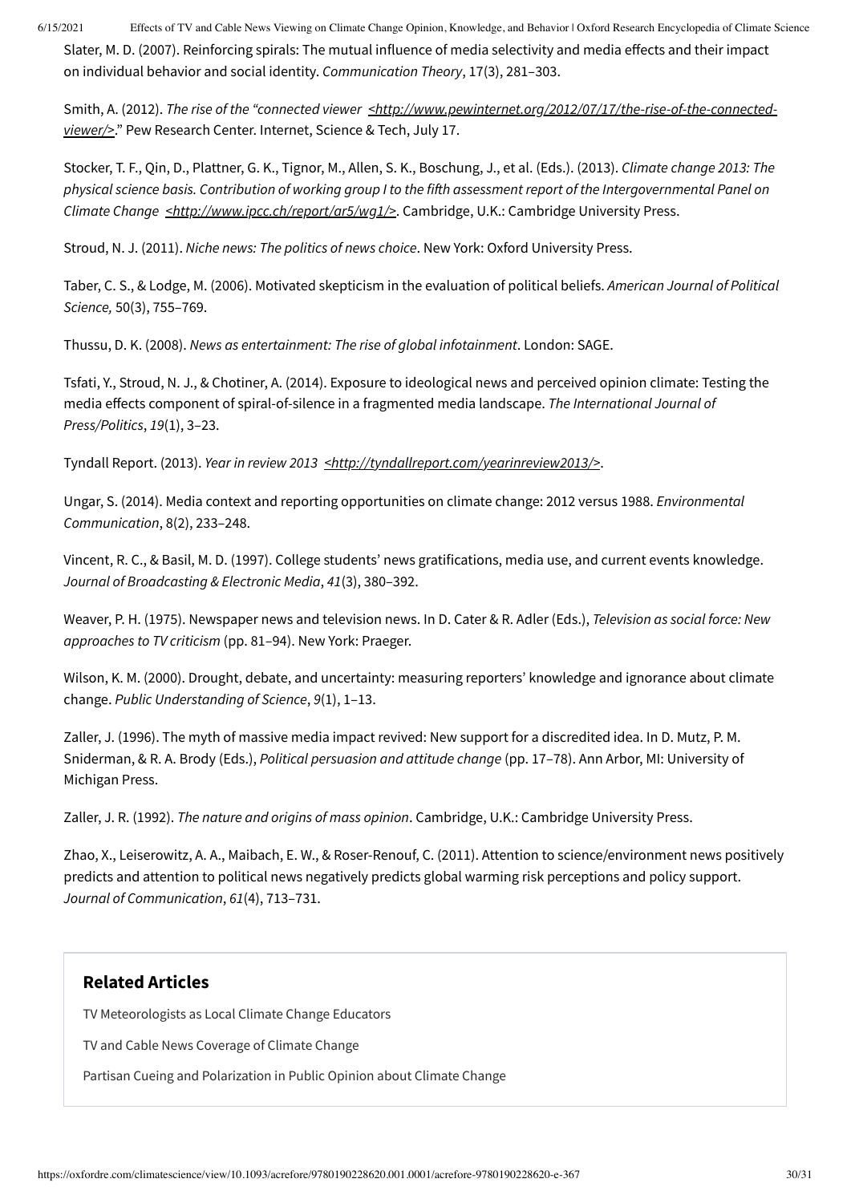Slater, M. D. (2007). Reinforcing spirals: The mutual influence of media selectivity and media effects and their impact on individual behavior and social identity. *Communication Theory*, 17(3), 281–303.

Smith, A. (2012). *The rise of the "connected viewer <http://www.pewinternet.org/2012/07/17/the-rise-of-the-connected-viewer/>*." Pew Research Center. Internet, Science & Tech, July 17.

Stocker, T. F., Qin, D., Plattner, G. K., Tignor, M., Allen, S. K., Boschung, J., et al. (Eds.). (2013). *Climate change 2013: The physical science basis. Contribution of working group I to the fifth assessment report of the Intergovernmental Panel on Climate Change <http://www.ipcc.ch/report/ar5/wg1/>*. Cambridge, U.K.: Cambridge University Press.

Stroud, N. J. (2011). *Niche news: The politics of news choice*. New York: Oxford University Press.

Taber, C. S., & Lodge, M. (2006). Motivated skepticism in the evaluation of political beliefs. *American Journal of Political Science,* 50(3), 755–769.

Thussu, D. K. (2008). *News as entertainment: The rise of global infotainment*. London: SAGE.

Tsfati, Y., Stroud, N. J., & Chotiner, A. (2014). Exposure to ideological news and perceived opinion climate: Testing the media effects component of spiral-of-silence in a fragmented media landscape. *The International Journal of Press/Politics*, *19*(1), 3–23.

Tyndall Report. (2013). *Year in review 2013 <http://tyndallreport.com/yearinreview2013/>*.

Ungar, S. (2014). Media context and reporting opportunities on climate change: 2012 versus 1988. *Environmental Communication*, 8(2), 233–248.

Vincent, R. C., & Basil, M. D. (1997). College students' news gratifications, media use, and current events knowledge. *Journal of Broadcasting & Electronic Media*, *41*(3), 380–392.

Weaver, P. H. (1975). Newspaper news and television news. In D. Cater & R. Adler (Eds.), *Television as social force: New approaches to TV criticism* (pp. 81–94). New York: Praeger.

Wilson, K. M. (2000). Drought, debate, and uncertainty: measuring reporters' knowledge and ignorance about climate change. *Public Understanding of Science*, *9*(1), 1–13.

Zaller, J. (1996). The myth of massive media impact revived: New support for a discredited idea. In D. Mutz, P. M. Sniderman, & R. A. Brody (Eds.), *Political persuasion and attitude change* (pp. 17–78). Ann Arbor, MI: University of Michigan Press.

Zaller, J. R. (1992). *The nature and origins of mass opinion*. Cambridge, U.K.: Cambridge University Press.

Zhao, X., Leiserowitz, A. A., Maibach, E. W., & Roser-Renouf, C. (2011). Attention to science/environment news positively predicts and attention to political news negatively predicts global warming risk perceptions and policy support. *Journal of Communication*, *61*(4), 713–731.

## Related Articles

TV Meteorologists as Local Climate Change Educators

TV and Cable News Coverage of Climate Change

Partisan Cueing and Polarization in Public Opinion about Climate Change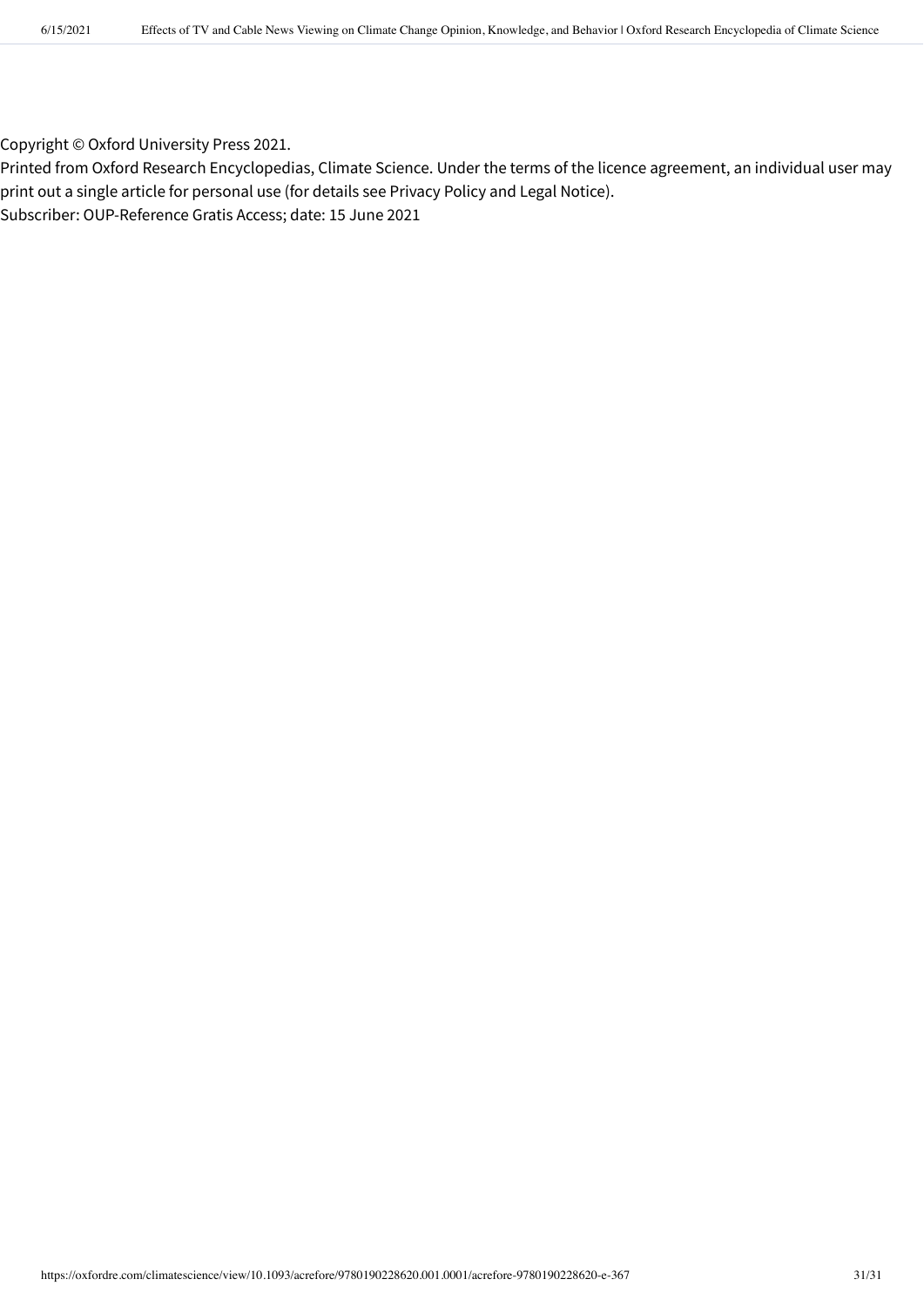Copyright © Oxford University Press 2021.

Printed from Oxford Research Encyclopedias, Climate Science. Under the terms of the licence agreement, an individual user may print out a single article for personal use (for details see Privacy Policy and Legal Notice).

Subscriber: OUP-Reference Gratis Access; date: 15 June 2021